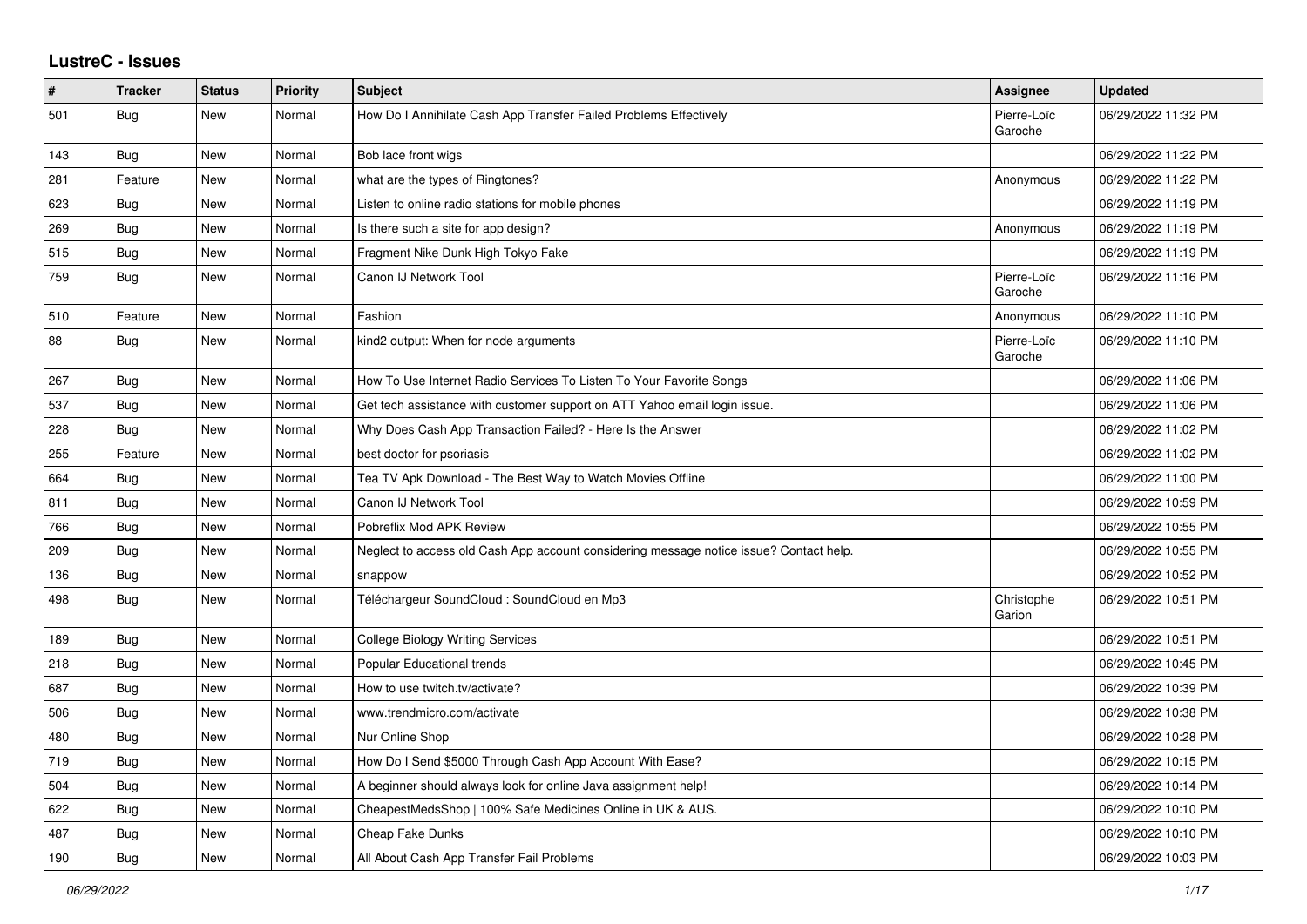# LustreC - Issues

| # | Tracker | Status | Priority | Subject | Assignee | Updated |
|---|---|---|---|---|---|---|
| 501 | Bug | New | Normal | How Do I Annihilate Cash App Transfer Failed Problems Effectively | Pierre-Loïc Garoche | 06/29/2022 11:32 PM |
| 143 | Bug | New | Normal | Bob lace front wigs | | 06/29/2022 11:22 PM |
| 281 | Feature | New | Normal | what are the types of Ringtones? | Anonymous | 06/29/2022 11:22 PM |
| 623 | Bug | New | Normal | Listen to online radio stations for mobile phones | | 06/29/2022 11:19 PM |
| 269 | Bug | New | Normal | Is there such a site for app design? | Anonymous | 06/29/2022 11:19 PM |
| 515 | Bug | New | Normal | Fragment Nike Dunk High Tokyo Fake | | 06/29/2022 11:19 PM |
| 759 | Bug | New | Normal | Canon IJ Network Tool | Pierre-Loïc Garoche | 06/29/2022 11:16 PM |
| 510 | Feature | New | Normal | Fashion | Anonymous | 06/29/2022 11:10 PM |
| 88 | Bug | New | Normal | kind2 output: When for node arguments | Pierre-Loïc Garoche | 06/29/2022 11:10 PM |
| 267 | Bug | New | Normal | How To Use Internet Radio Services To Listen To Your Favorite Songs | | 06/29/2022 11:06 PM |
| 537 | Bug | New | Normal | Get tech assistance with customer support on ATT Yahoo email login issue. | | 06/29/2022 11:06 PM |
| 228 | Bug | New | Normal | Why Does Cash App Transaction Failed? - Here Is the Answer | | 06/29/2022 11:02 PM |
| 255 | Feature | New | Normal | best doctor for psoriasis | | 06/29/2022 11:02 PM |
| 664 | Bug | New | Normal | Tea TV Apk Download - The Best Way to Watch Movies Offline | | 06/29/2022 11:00 PM |
| 811 | Bug | New | Normal | Canon IJ Network Tool | | 06/29/2022 10:59 PM |
| 766 | Bug | New | Normal | Pobreflix Mod APK Review | | 06/29/2022 10:55 PM |
| 209 | Bug | New | Normal | Neglect to access old Cash App account considering message notice issue? Contact help. | | 06/29/2022 10:55 PM |
| 136 | Bug | New | Normal | snappow | | 06/29/2022 10:52 PM |
| 498 | Bug | New | Normal | Téléchargeur SoundCloud : SoundCloud en Mp3 | Christophe Garion | 06/29/2022 10:51 PM |
| 189 | Bug | New | Normal | College Biology Writing Services | | 06/29/2022 10:51 PM |
| 218 | Bug | New | Normal | Popular Educational trends | | 06/29/2022 10:45 PM |
| 687 | Bug | New | Normal | How to use twitch.tv/activate? | | 06/29/2022 10:39 PM |
| 506 | Bug | New | Normal | www.trendmicro.com/activate | | 06/29/2022 10:38 PM |
| 480 | Bug | New | Normal | Nur Online Shop | | 06/29/2022 10:28 PM |
| 719 | Bug | New | Normal | How Do I Send $5000 Through Cash App Account With Ease? | | 06/29/2022 10:15 PM |
| 504 | Bug | New | Normal | A beginner should always look for online Java assignment help! | | 06/29/2022 10:14 PM |
| 622 | Bug | New | Normal | CheapestMedsShop \| 100% Safe Medicines Online in UK & AUS. | | 06/29/2022 10:10 PM |
| 487 | Bug | New | Normal | Cheap Fake Dunks | | 06/29/2022 10:10 PM |
| 190 | Bug | New | Normal | All About Cash App Transfer Fail Problems | | 06/29/2022 10:03 PM |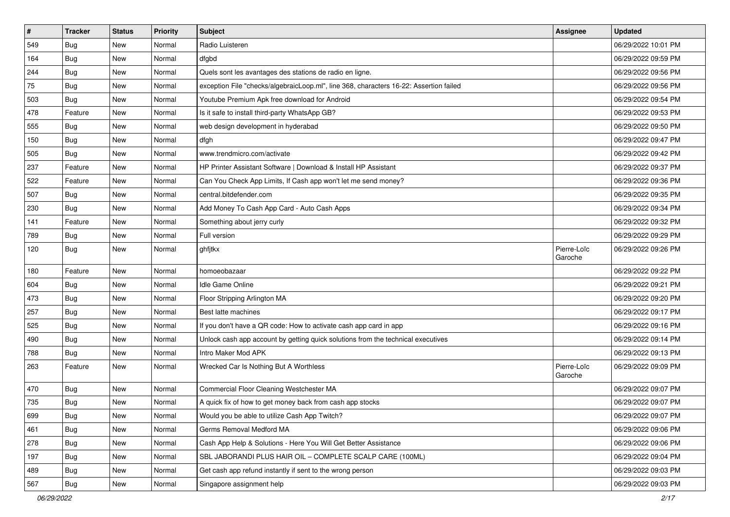| # | Tracker | Status | Priority | Subject | Assignee | Updated |
|---|---|---|---|---|---|---|
| 549 | Bug | New | Normal | Radio Luisteren | | 06/29/2022 10:01 PM |
| 164 | Bug | New | Normal | dfgbd | | 06/29/2022 09:59 PM |
| 244 | Bug | New | Normal | Quels sont les avantages des stations de radio en ligne. | | 06/29/2022 09:56 PM |
| 75 | Bug | New | Normal | exception File "checks/algebraicLoop.ml", line 368, characters 16-22: Assertion failed | | 06/29/2022 09:56 PM |
| 503 | Bug | New | Normal | Youtube Premium Apk free download for Android | | 06/29/2022 09:54 PM |
| 478 | Feature | New | Normal | Is it safe to install third-party WhatsApp GB? | | 06/29/2022 09:53 PM |
| 555 | Bug | New | Normal | web design development in hyderabad | | 06/29/2022 09:50 PM |
| 150 | Bug | New | Normal | dfgh | | 06/29/2022 09:47 PM |
| 505 | Bug | New | Normal | www.trendmicro.com/activate | | 06/29/2022 09:42 PM |
| 237 | Feature | New | Normal | HP Printer Assistant Software \| Download & Install HP Assistant | | 06/29/2022 09:37 PM |
| 522 | Feature | New | Normal | Can You Check App Limits, If Cash app won't let me send money? | | 06/29/2022 09:36 PM |
| 507 | Bug | New | Normal | central.bitdefender.com | | 06/29/2022 09:35 PM |
| 230 | Bug | New | Normal | Add Money To Cash App Card - Auto Cash Apps | | 06/29/2022 09:34 PM |
| 141 | Feature | New | Normal | Something about jerry curly | | 06/29/2022 09:32 PM |
| 789 | Bug | New | Normal | Full version | | 06/29/2022 09:29 PM |
| 120 | Bug | New | Normal | ghfjtkx | Pierre-Loïc Garoche | 06/29/2022 09:26 PM |
| 180 | Feature | New | Normal | homoeobazaar | | 06/29/2022 09:22 PM |
| 604 | Bug | New | Normal | Idle Game Online | | 06/29/2022 09:21 PM |
| 473 | Bug | New | Normal | Floor Stripping Arlington MA | | 06/29/2022 09:20 PM |
| 257 | Bug | New | Normal | Best latte machines | | 06/29/2022 09:17 PM |
| 525 | Bug | New | Normal | If you don't have a QR code: How to activate cash app card in app | | 06/29/2022 09:16 PM |
| 490 | Bug | New | Normal | Unlock cash app account by getting quick solutions from the technical executives | | 06/29/2022 09:14 PM |
| 788 | Bug | New | Normal | Intro Maker Mod APK | | 06/29/2022 09:13 PM |
| 263 | Feature | New | Normal | Wrecked Car Is Nothing But A Worthless | Pierre-Loïc Garoche | 06/29/2022 09:09 PM |
| 470 | Bug | New | Normal | Commercial Floor Cleaning Westchester MA | | 06/29/2022 09:07 PM |
| 735 | Bug | New | Normal | A quick fix of how to get money back from cash app stocks | | 06/29/2022 09:07 PM |
| 699 | Bug | New | Normal | Would you be able to utilize Cash App Twitch? | | 06/29/2022 09:07 PM |
| 461 | Bug | New | Normal | Germs Removal Medford MA | | 06/29/2022 09:06 PM |
| 278 | Bug | New | Normal | Cash App Help & Solutions - Here You Will Get Better Assistance | | 06/29/2022 09:06 PM |
| 197 | Bug | New | Normal | SBL JABORANDI PLUS HAIR OIL – COMPLETE SCALP CARE (100ML) | | 06/29/2022 09:04 PM |
| 489 | Bug | New | Normal | Get cash app refund instantly if sent to the wrong person | | 06/29/2022 09:03 PM |
| 567 | Bug | New | Normal | Singapore assignment help | | 06/29/2022 09:03 PM |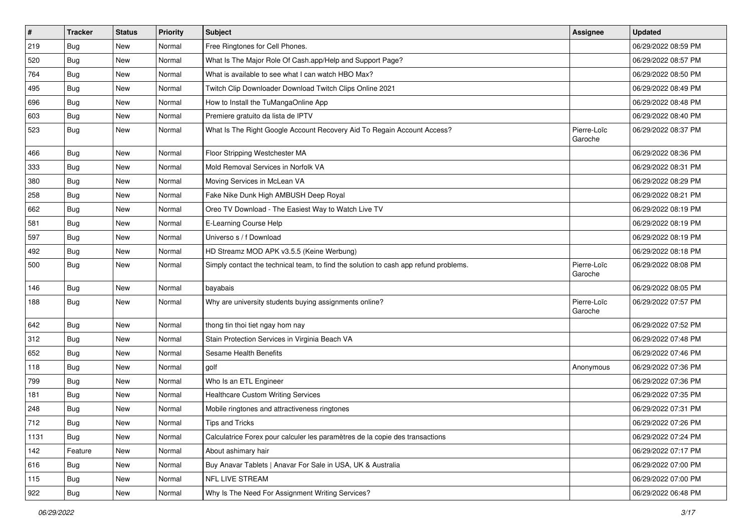| # | Tracker | Status | Priority | Subject | Assignee | Updated |
|---|---|---|---|---|---|---|
| 219 | Bug | New | Normal | Free Ringtones for Cell Phones. | | 06/29/2022 08:59 PM |
| 520 | Bug | New | Normal | What Is The Major Role Of Cash.app/Help and Support Page? | | 06/29/2022 08:57 PM |
| 764 | Bug | New | Normal | What is available to see what I can watch HBO Max? | | 06/29/2022 08:50 PM |
| 495 | Bug | New | Normal | Twitch Clip Downloader Download Twitch Clips Online 2021 | | 06/29/2022 08:49 PM |
| 696 | Bug | New | Normal | How to Install the TuMangaOnline App | | 06/29/2022 08:48 PM |
| 603 | Bug | New | Normal | Premiere gratuito da lista de IPTV | | 06/29/2022 08:40 PM |
| 523 | Bug | New | Normal | What Is The Right Google Account Recovery Aid To Regain Account Access? | Pierre-Loïc Garoche | 06/29/2022 08:37 PM |
| 466 | Bug | New | Normal | Floor Stripping Westchester MA | | 06/29/2022 08:36 PM |
| 333 | Bug | New | Normal | Mold Removal Services in Norfolk VA | | 06/29/2022 08:31 PM |
| 380 | Bug | New | Normal | Moving Services in McLean VA | | 06/29/2022 08:29 PM |
| 258 | Bug | New | Normal | Fake Nike Dunk High AMBUSH Deep Royal | | 06/29/2022 08:21 PM |
| 662 | Bug | New | Normal | Oreo TV Download - The Easiest Way to Watch Live TV | | 06/29/2022 08:19 PM |
| 581 | Bug | New | Normal | E-Learning Course Help | | 06/29/2022 08:19 PM |
| 597 | Bug | New | Normal | Universo s / f Download | | 06/29/2022 08:19 PM |
| 492 | Bug | New | Normal | HD Streamz MOD APK v3.5.5 (Keine Werbung) | | 06/29/2022 08:18 PM |
| 500 | Bug | New | Normal | Simply contact the technical team, to find the solution to cash app refund problems. | Pierre-Loïc Garoche | 06/29/2022 08:08 PM |
| 146 | Bug | New | Normal | bayabais | | 06/29/2022 08:05 PM |
| 188 | Bug | New | Normal | Why are university students buying assignments online? | Pierre-Loïc Garoche | 06/29/2022 07:57 PM |
| 642 | Bug | New | Normal | thong tin thoi tiet ngay hom nay | | 06/29/2022 07:52 PM |
| 312 | Bug | New | Normal | Stain Protection Services in Virginia Beach VA | | 06/29/2022 07:48 PM |
| 652 | Bug | New | Normal | Sesame Health Benefits | | 06/29/2022 07:46 PM |
| 118 | Bug | New | Normal | golf | Anonymous | 06/29/2022 07:36 PM |
| 799 | Bug | New | Normal | Who Is an ETL Engineer | | 06/29/2022 07:36 PM |
| 181 | Bug | New | Normal | Healthcare Custom Writing Services | | 06/29/2022 07:35 PM |
| 248 | Bug | New | Normal | Mobile ringtones and attractiveness ringtones | | 06/29/2022 07:31 PM |
| 712 | Bug | New | Normal | Tips and Tricks | | 06/29/2022 07:26 PM |
| 1131 | Bug | New | Normal | Calculatrice Forex pour calculer les paramètres de la copie des transactions | | 06/29/2022 07:24 PM |
| 142 | Feature | New | Normal | About ashimary hair | | 06/29/2022 07:17 PM |
| 616 | Bug | New | Normal | Buy Anavar Tablets \| Anavar For Sale in USA, UK & Australia | | 06/29/2022 07:00 PM |
| 115 | Bug | New | Normal | NFL LIVE STREAM | | 06/29/2022 07:00 PM |
| 922 | Bug | New | Normal | Why Is The Need For Assignment Writing Services? | | 06/29/2022 06:48 PM |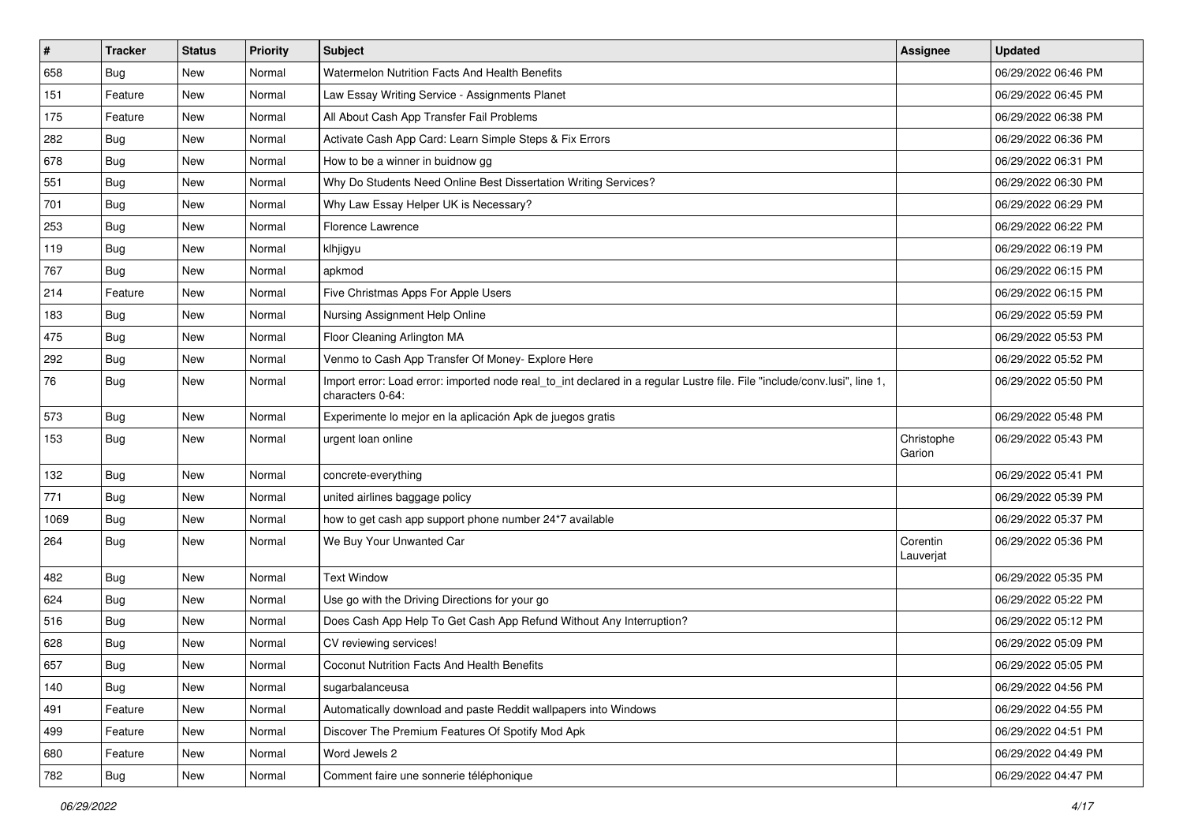| # | Tracker | Status | Priority | Subject | Assignee | Updated |
|---|---|---|---|---|---|---|
| 658 | Bug | New | Normal | Watermelon Nutrition Facts And Health Benefits | | 06/29/2022 06:46 PM |
| 151 | Feature | New | Normal | Law Essay Writing Service - Assignments Planet | | 06/29/2022 06:45 PM |
| 175 | Feature | New | Normal | All About Cash App Transfer Fail Problems | | 06/29/2022 06:38 PM |
| 282 | Bug | New | Normal | Activate Cash App Card: Learn Simple Steps & Fix Errors | | 06/29/2022 06:36 PM |
| 678 | Bug | New | Normal | How to be a winner in buidnow gg | | 06/29/2022 06:31 PM |
| 551 | Bug | New | Normal | Why Do Students Need Online Best Dissertation Writing Services? | | 06/29/2022 06:30 PM |
| 701 | Bug | New | Normal | Why Law Essay Helper UK is Necessary? | | 06/29/2022 06:29 PM |
| 253 | Bug | New | Normal | Florence Lawrence | | 06/29/2022 06:22 PM |
| 119 | Bug | New | Normal | klhjigyu | | 06/29/2022 06:19 PM |
| 767 | Bug | New | Normal | apkmod | | 06/29/2022 06:15 PM |
| 214 | Feature | New | Normal | Five Christmas Apps For Apple Users | | 06/29/2022 06:15 PM |
| 183 | Bug | New | Normal | Nursing Assignment Help Online | | 06/29/2022 05:59 PM |
| 475 | Bug | New | Normal | Floor Cleaning Arlington MA | | 06/29/2022 05:53 PM |
| 292 | Bug | New | Normal | Venmo to Cash App Transfer Of Money- Explore Here | | 06/29/2022 05:52 PM |
| 76 | Bug | New | Normal | Import error: Load error: imported node real_to_int declared in a regular Lustre file. File "include/conv.lusi", line 1, characters 0-64: | | 06/29/2022 05:50 PM |
| 573 | Bug | New | Normal | Experimente lo mejor en la aplicación Apk de juegos gratis | | 06/29/2022 05:48 PM |
| 153 | Bug | New | Normal | urgent loan online | Christophe Garion | 06/29/2022 05:43 PM |
| 132 | Bug | New | Normal | concrete-everything | | 06/29/2022 05:41 PM |
| 771 | Bug | New | Normal | united airlines baggage policy | | 06/29/2022 05:39 PM |
| 1069 | Bug | New | Normal | how to get cash app support phone number 24*7 available | | 06/29/2022 05:37 PM |
| 264 | Bug | New | Normal | We Buy Your Unwanted Car | Corentin Lauverjat | 06/29/2022 05:36 PM |
| 482 | Bug | New | Normal | Text Window | | 06/29/2022 05:35 PM |
| 624 | Bug | New | Normal | Use go with the Driving Directions for your go | | 06/29/2022 05:22 PM |
| 516 | Bug | New | Normal | Does Cash App Help To Get Cash App Refund Without Any Interruption? | | 06/29/2022 05:12 PM |
| 628 | Bug | New | Normal | CV reviewing services! | | 06/29/2022 05:09 PM |
| 657 | Bug | New | Normal | Coconut Nutrition Facts And Health Benefits | | 06/29/2022 05:05 PM |
| 140 | Bug | New | Normal | sugarbalanceusa | | 06/29/2022 04:56 PM |
| 491 | Feature | New | Normal | Automatically download and paste Reddit wallpapers into Windows | | 06/29/2022 04:55 PM |
| 499 | Feature | New | Normal | Discover The Premium Features Of Spotify Mod Apk | | 06/29/2022 04:51 PM |
| 680 | Feature | New | Normal | Word Jewels 2 | | 06/29/2022 04:49 PM |
| 782 | Bug | New | Normal | Comment faire une sonnerie téléphonique | | 06/29/2022 04:47 PM |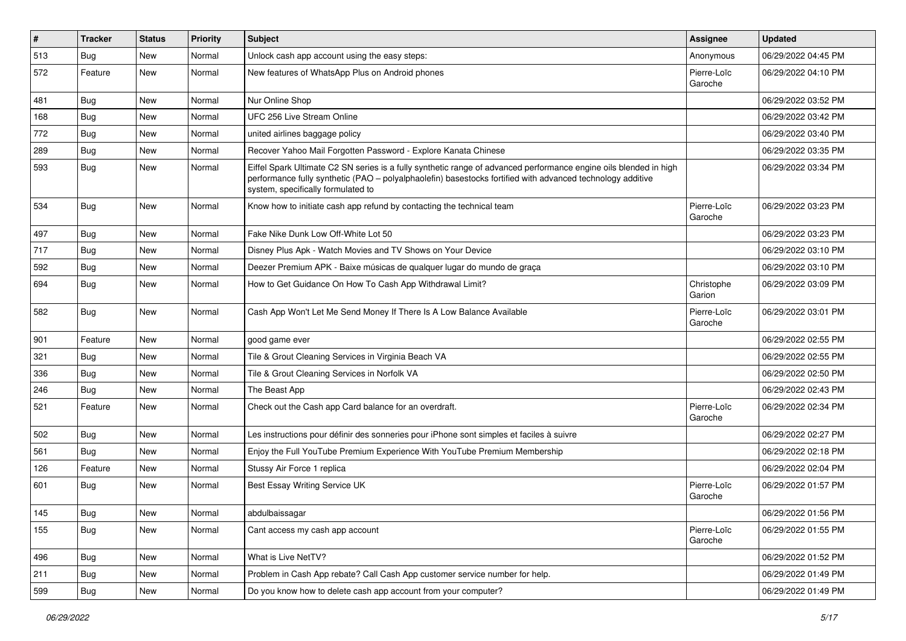| # | Tracker | Status | Priority | Subject | Assignee | Updated |
|---|---|---|---|---|---|---|
| 513 | Bug | New | Normal | Unlock cash app account using the easy steps: | Anonymous | 06/29/2022 04:45 PM |
| 572 | Feature | New | Normal | New features of WhatsApp Plus on Android phones | Pierre-Loïc Garoche | 06/29/2022 04:10 PM |
| 481 | Bug | New | Normal | Nur Online Shop | | 06/29/2022 03:52 PM |
| 168 | Bug | New | Normal | UFC 256 Live Stream Online | | 06/29/2022 03:42 PM |
| 772 | Bug | New | Normal | united airlines baggage policy | | 06/29/2022 03:40 PM |
| 289 | Bug | New | Normal | Recover Yahoo Mail Forgotten Password - Explore Kanata Chinese | | 06/29/2022 03:35 PM |
| 593 | Bug | New | Normal | Eiffel Spark Ultimate C2 SN series is a fully synthetic range of advanced performance engine oils blended in high performance fully synthetic (PAO – polyalphaolefin) basestocks fortified with advanced technology additive system, specifically formulated to | | 06/29/2022 03:34 PM |
| 534 | Bug | New | Normal | Know how to initiate cash app refund by contacting the technical team | Pierre-Loïc Garoche | 06/29/2022 03:23 PM |
| 497 | Bug | New | Normal | Fake Nike Dunk Low Off-White Lot 50 | | 06/29/2022 03:23 PM |
| 717 | Bug | New | Normal | Disney Plus Apk - Watch Movies and TV Shows on Your Device | | 06/29/2022 03:10 PM |
| 592 | Bug | New | Normal | Deezer Premium APK - Baixe músicas de qualquer lugar do mundo de graça | | 06/29/2022 03:10 PM |
| 694 | Bug | New | Normal | How to Get Guidance On How To Cash App Withdrawal Limit? | Christophe Garion | 06/29/2022 03:09 PM |
| 582 | Bug | New | Normal | Cash App Won't Let Me Send Money If There Is A Low Balance Available | Pierre-Loïc Garoche | 06/29/2022 03:01 PM |
| 901 | Feature | New | Normal | good game ever | | 06/29/2022 02:55 PM |
| 321 | Bug | New | Normal | Tile & Grout Cleaning Services in Virginia Beach VA | | 06/29/2022 02:55 PM |
| 336 | Bug | New | Normal | Tile & Grout Cleaning Services in Norfolk VA | | 06/29/2022 02:50 PM |
| 246 | Bug | New | Normal | The Beast App | | 06/29/2022 02:43 PM |
| 521 | Feature | New | Normal | Check out the Cash app Card balance for an overdraft. | Pierre-Loïc Garoche | 06/29/2022 02:34 PM |
| 502 | Bug | New | Normal | Les instructions pour définir des sonneries pour iPhone sont simples et faciles à suivre | | 06/29/2022 02:27 PM |
| 561 | Bug | New | Normal | Enjoy the Full YouTube Premium Experience With YouTube Premium Membership | | 06/29/2022 02:18 PM |
| 126 | Feature | New | Normal | Stussy Air Force 1 replica | | 06/29/2022 02:04 PM |
| 601 | Bug | New | Normal | Best Essay Writing Service UK | Pierre-Loïc Garoche | 06/29/2022 01:57 PM |
| 145 | Bug | New | Normal | abdulbaissagar | | 06/29/2022 01:56 PM |
| 155 | Bug | New | Normal | Cant access my cash app account | Pierre-Loïc Garoche | 06/29/2022 01:55 PM |
| 496 | Bug | New | Normal | What is Live NetTV? | | 06/29/2022 01:52 PM |
| 211 | Bug | New | Normal | Problem in Cash App rebate? Call Cash App customer service number for help. | | 06/29/2022 01:49 PM |
| 599 | Bug | New | Normal | Do you know how to delete cash app account from your computer? | | 06/29/2022 01:49 PM |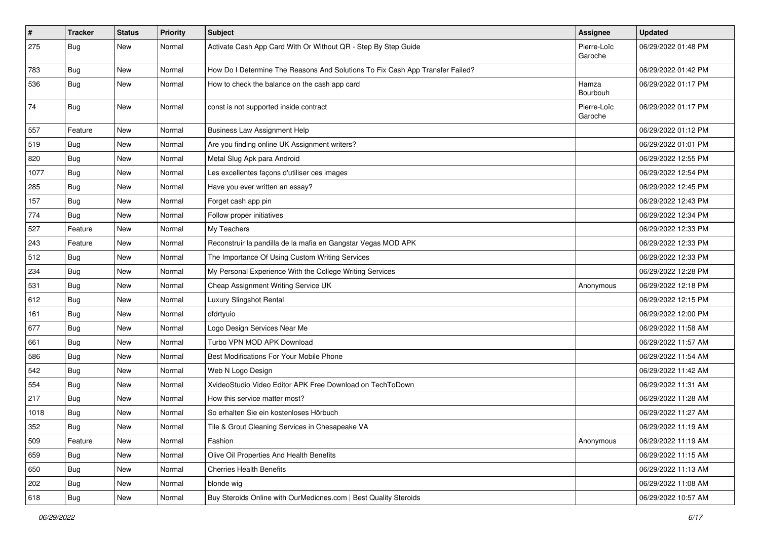| # | Tracker | Status | Priority | Subject | Assignee | Updated |
|---|---|---|---|---|---|---|
| 275 | Bug | New | Normal | Activate Cash App Card With Or Without QR - Step By Step Guide | Pierre-Loïc Garoche | 06/29/2022 01:48 PM |
| 783 | Bug | New | Normal | How Do I Determine The Reasons And Solutions To Fix Cash App Transfer Failed? | | 06/29/2022 01:42 PM |
| 536 | Bug | New | Normal | How to check the balance on the cash app card | Hamza Bourbouh | 06/29/2022 01:17 PM |
| 74 | Bug | New | Normal | const is not supported inside contract | Pierre-Loïc Garoche | 06/29/2022 01:17 PM |
| 557 | Feature | New | Normal | Business Law Assignment Help | | 06/29/2022 01:12 PM |
| 519 | Bug | New | Normal | Are you finding online UK Assignment writers? | | 06/29/2022 01:01 PM |
| 820 | Bug | New | Normal | Metal Slug Apk para Android | | 06/29/2022 12:55 PM |
| 1077 | Bug | New | Normal | Les excellentes façons d'utiliser ces images | | 06/29/2022 12:54 PM |
| 285 | Bug | New | Normal | Have you ever written an essay? | | 06/29/2022 12:45 PM |
| 157 | Bug | New | Normal | Forget cash app pin | | 06/29/2022 12:43 PM |
| 774 | Bug | New | Normal | Follow proper initiatives | | 06/29/2022 12:34 PM |
| 527 | Feature | New | Normal | My Teachers | | 06/29/2022 12:33 PM |
| 243 | Feature | New | Normal | Reconstruir la pandilla de la mafia en Gangstar Vegas MOD APK | | 06/29/2022 12:33 PM |
| 512 | Bug | New | Normal | The Importance Of Using Custom Writing Services | | 06/29/2022 12:33 PM |
| 234 | Bug | New | Normal | My Personal Experience With the College Writing Services | | 06/29/2022 12:28 PM |
| 531 | Bug | New | Normal | Cheap Assignment Writing Service UK | Anonymous | 06/29/2022 12:18 PM |
| 612 | Bug | New | Normal | Luxury Slingshot Rental | | 06/29/2022 12:15 PM |
| 161 | Bug | New | Normal | dfdrtyuio | | 06/29/2022 12:00 PM |
| 677 | Bug | New | Normal | Logo Design Services Near Me | | 06/29/2022 11:58 AM |
| 661 | Bug | New | Normal | Turbo VPN MOD APK Download | | 06/29/2022 11:57 AM |
| 586 | Bug | New | Normal | Best Modifications For Your Mobile Phone | | 06/29/2022 11:54 AM |
| 542 | Bug | New | Normal | Web N Logo Design | | 06/29/2022 11:42 AM |
| 554 | Bug | New | Normal | XvideoStudio Video Editor APK Free Download on TechToDown | | 06/29/2022 11:31 AM |
| 217 | Bug | New | Normal | How this service matter most? | | 06/29/2022 11:28 AM |
| 1018 | Bug | New | Normal | So erhalten Sie ein kostenloses Hörbuch | | 06/29/2022 11:27 AM |
| 352 | Bug | New | Normal | Tile & Grout Cleaning Services in Chesapeake VA | | 06/29/2022 11:19 AM |
| 509 | Feature | New | Normal | Fashion | Anonymous | 06/29/2022 11:19 AM |
| 659 | Bug | New | Normal | Olive Oil Properties And Health Benefits | | 06/29/2022 11:15 AM |
| 650 | Bug | New | Normal | Cherries Health Benefits | | 06/29/2022 11:13 AM |
| 202 | Bug | New | Normal | blonde wig | | 06/29/2022 11:08 AM |
| 618 | Bug | New | Normal | Buy Steroids Online with OurMedicnes.com \| Best Quality Steroids | | 06/29/2022 10:57 AM |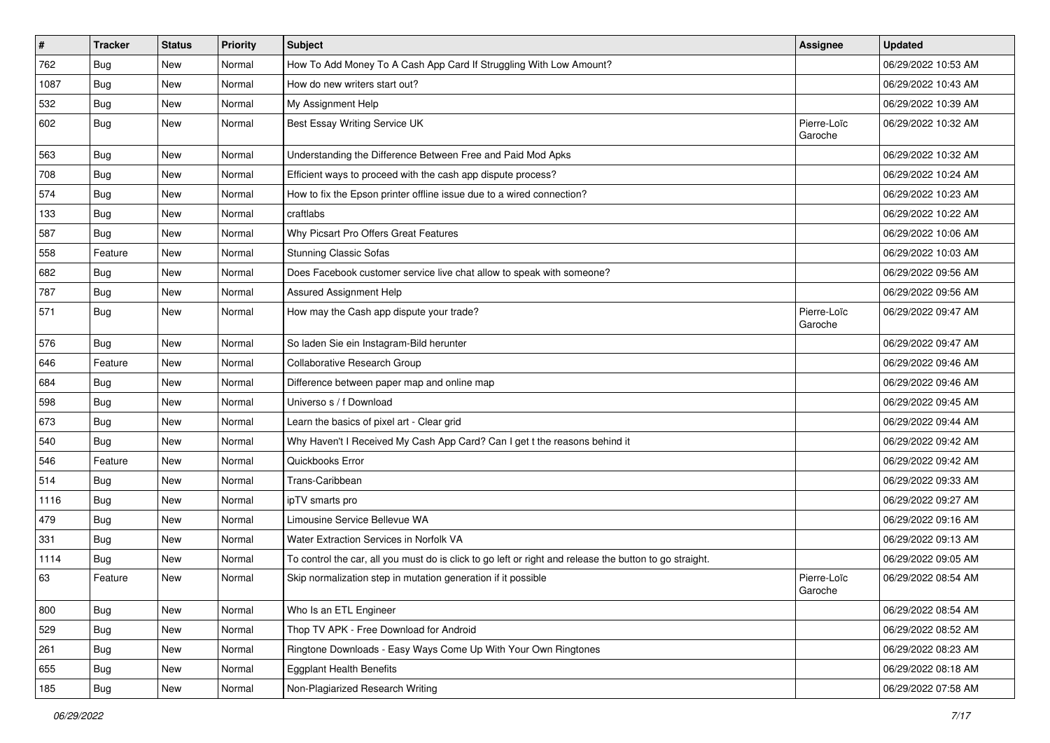| # | Tracker | Status | Priority | Subject | Assignee | Updated |
|---|---|---|---|---|---|---|
| 762 | Bug | New | Normal | How To Add Money To A Cash App Card If Struggling With Low Amount? | | 06/29/2022 10:53 AM |
| 1087 | Bug | New | Normal | How do new writers start out? | | 06/29/2022 10:43 AM |
| 532 | Bug | New | Normal | My Assignment Help | | 06/29/2022 10:39 AM |
| 602 | Bug | New | Normal | Best Essay Writing Service UK | Pierre-Loïc Garoche | 06/29/2022 10:32 AM |
| 563 | Bug | New | Normal | Understanding the Difference Between Free and Paid Mod Apks | | 06/29/2022 10:32 AM |
| 708 | Bug | New | Normal | Efficient ways to proceed with the cash app dispute process? | | 06/29/2022 10:24 AM |
| 574 | Bug | New | Normal | How to fix the Epson printer offline issue due to a wired connection? | | 06/29/2022 10:23 AM |
| 133 | Bug | New | Normal | craftlabs | | 06/29/2022 10:22 AM |
| 587 | Bug | New | Normal | Why Picsart Pro Offers Great Features | | 06/29/2022 10:06 AM |
| 558 | Feature | New | Normal | Stunning Classic Sofas | | 06/29/2022 10:03 AM |
| 682 | Bug | New | Normal | Does Facebook customer service live chat allow to speak with someone? | | 06/29/2022 09:56 AM |
| 787 | Bug | New | Normal | Assured Assignment Help | | 06/29/2022 09:56 AM |
| 571 | Bug | New | Normal | How may the Cash app dispute your trade? | Pierre-Loïc Garoche | 06/29/2022 09:47 AM |
| 576 | Bug | New | Normal | So laden Sie ein Instagram-Bild herunter | | 06/29/2022 09:47 AM |
| 646 | Feature | New | Normal | Collaborative Research Group | | 06/29/2022 09:46 AM |
| 684 | Bug | New | Normal | Difference between paper map and online map | | 06/29/2022 09:46 AM |
| 598 | Bug | New | Normal | Universo s / f Download | | 06/29/2022 09:45 AM |
| 673 | Bug | New | Normal | Learn the basics of pixel art - Clear grid | | 06/29/2022 09:44 AM |
| 540 | Bug | New | Normal | Why Haven't I Received My Cash App Card? Can I get t the reasons behind it | | 06/29/2022 09:42 AM |
| 546 | Feature | New | Normal | Quickbooks Error | | 06/29/2022 09:42 AM |
| 514 | Bug | New | Normal | Trans-Caribbean | | 06/29/2022 09:33 AM |
| 1116 | Bug | New | Normal | ipTV smarts pro | | 06/29/2022 09:27 AM |
| 479 | Bug | New | Normal | Limousine Service Bellevue WA | | 06/29/2022 09:16 AM |
| 331 | Bug | New | Normal | Water Extraction Services in Norfolk VA | | 06/29/2022 09:13 AM |
| 1114 | Bug | New | Normal | To control the car, all you must do is click to go left or right and release the button to go straight. | | 06/29/2022 09:05 AM |
| 63 | Feature | New | Normal | Skip normalization step in mutation generation if it possible | Pierre-Loïc Garoche | 06/29/2022 08:54 AM |
| 800 | Bug | New | Normal | Who Is an ETL Engineer | | 06/29/2022 08:54 AM |
| 529 | Bug | New | Normal | Thop TV APK - Free Download for Android | | 06/29/2022 08:52 AM |
| 261 | Bug | New | Normal | Ringtone Downloads - Easy Ways Come Up With Your Own Ringtones | | 06/29/2022 08:23 AM |
| 655 | Bug | New | Normal | Eggplant Health Benefits | | 06/29/2022 08:18 AM |
| 185 | Bug | New | Normal | Non-Plagiarized Research Writing | | 06/29/2022 07:58 AM |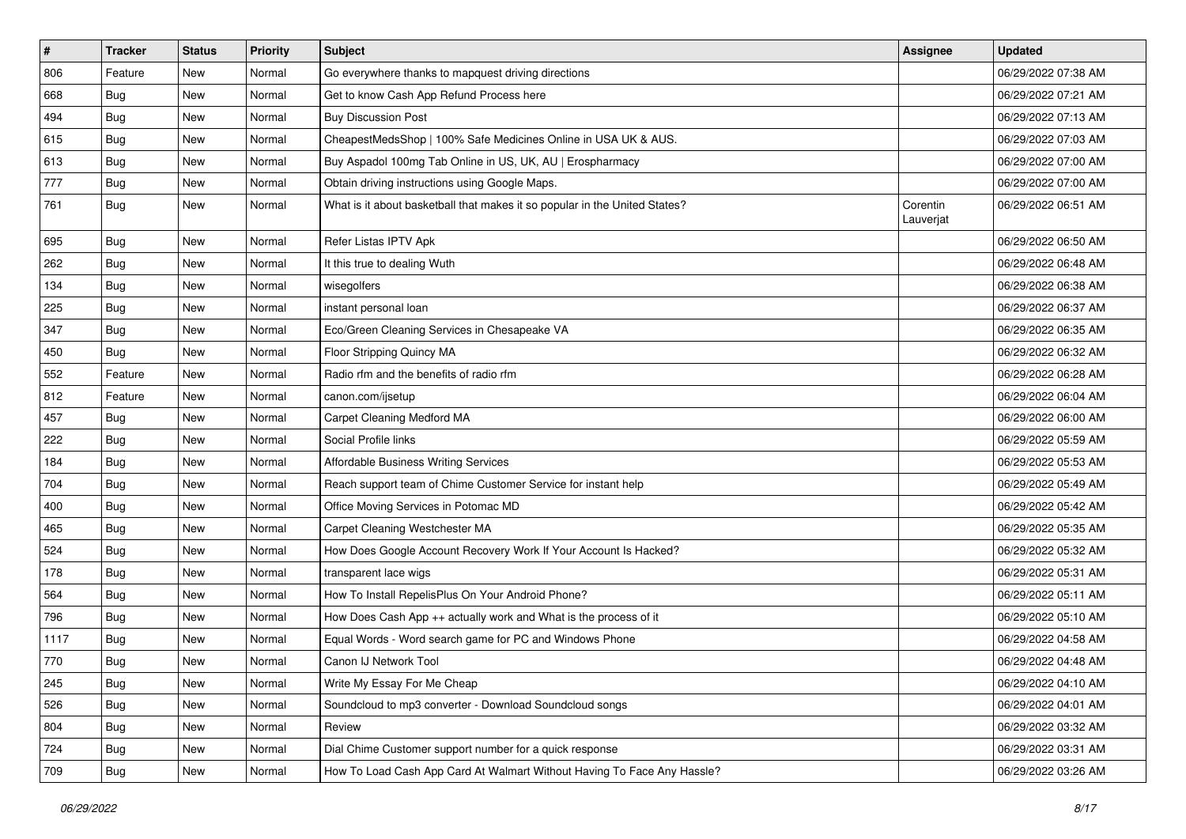| # | Tracker | Status | Priority | Subject | Assignee | Updated |
| --- | --- | --- | --- | --- | --- | --- |
| 806 | Feature | New | Normal | Go everywhere thanks to mapquest driving directions | | 06/29/2022 07:38 AM |
| 668 | Bug | New | Normal | Get to know Cash App Refund Process here | | 06/29/2022 07:21 AM |
| 494 | Bug | New | Normal | Buy Discussion Post | | 06/29/2022 07:13 AM |
| 615 | Bug | New | Normal | CheapestMedsShop \| 100% Safe Medicines Online in USA UK & AUS. | | 06/29/2022 07:03 AM |
| 613 | Bug | New | Normal | Buy Aspadol 100mg Tab Online in US, UK, AU \| Erospharmacy | | 06/29/2022 07:00 AM |
| 777 | Bug | New | Normal | Obtain driving instructions using Google Maps. | | 06/29/2022 07:00 AM |
| 761 | Bug | New | Normal | What is it about basketball that makes it so popular in the United States? | Corentin Lauverjat | 06/29/2022 06:51 AM |
| 695 | Bug | New | Normal | Refer Listas IPTV Apk | | 06/29/2022 06:50 AM |
| 262 | Bug | New | Normal | It this true to dealing Wuth | | 06/29/2022 06:48 AM |
| 134 | Bug | New | Normal | wisegolfers | | 06/29/2022 06:38 AM |
| 225 | Bug | New | Normal | instant personal loan | | 06/29/2022 06:37 AM |
| 347 | Bug | New | Normal | Eco/Green Cleaning Services in Chesapeake VA | | 06/29/2022 06:35 AM |
| 450 | Bug | New | Normal | Floor Stripping Quincy MA | | 06/29/2022 06:32 AM |
| 552 | Feature | New | Normal | Radio rfm and the benefits of radio rfm | | 06/29/2022 06:28 AM |
| 812 | Feature | New | Normal | canon.com/ijsetup | | 06/29/2022 06:04 AM |
| 457 | Bug | New | Normal | Carpet Cleaning Medford MA | | 06/29/2022 06:00 AM |
| 222 | Bug | New | Normal | Social Profile links | | 06/29/2022 05:59 AM |
| 184 | Bug | New | Normal | Affordable Business Writing Services | | 06/29/2022 05:53 AM |
| 704 | Bug | New | Normal | Reach support team of Chime Customer Service for instant help | | 06/29/2022 05:49 AM |
| 400 | Bug | New | Normal | Office Moving Services in Potomac MD | | 06/29/2022 05:42 AM |
| 465 | Bug | New | Normal | Carpet Cleaning Westchester MA | | 06/29/2022 05:35 AM |
| 524 | Bug | New | Normal | How Does Google Account Recovery Work If Your Account Is Hacked? | | 06/29/2022 05:32 AM |
| 178 | Bug | New | Normal | transparent lace wigs | | 06/29/2022 05:31 AM |
| 564 | Bug | New | Normal | How To Install RepelisPlus On Your Android Phone? | | 06/29/2022 05:11 AM |
| 796 | Bug | New | Normal | How Does Cash App ++ actually work and What is the process of it | | 06/29/2022 05:10 AM |
| 1117 | Bug | New | Normal | Equal Words - Word search game for PC and Windows Phone | | 06/29/2022 04:58 AM |
| 770 | Bug | New | Normal | Canon IJ Network Tool | | 06/29/2022 04:48 AM |
| 245 | Bug | New | Normal | Write My Essay For Me Cheap | | 06/29/2022 04:10 AM |
| 526 | Bug | New | Normal | Soundcloud to mp3 converter - Download Soundcloud songs | | 06/29/2022 04:01 AM |
| 804 | Bug | New | Normal | Review | | 06/29/2022 03:32 AM |
| 724 | Bug | New | Normal | Dial Chime Customer support number for a quick response | | 06/29/2022 03:31 AM |
| 709 | Bug | New | Normal | How To Load Cash App Card At Walmart Without Having To Face Any Hassle? | | 06/29/2022 03:26 AM |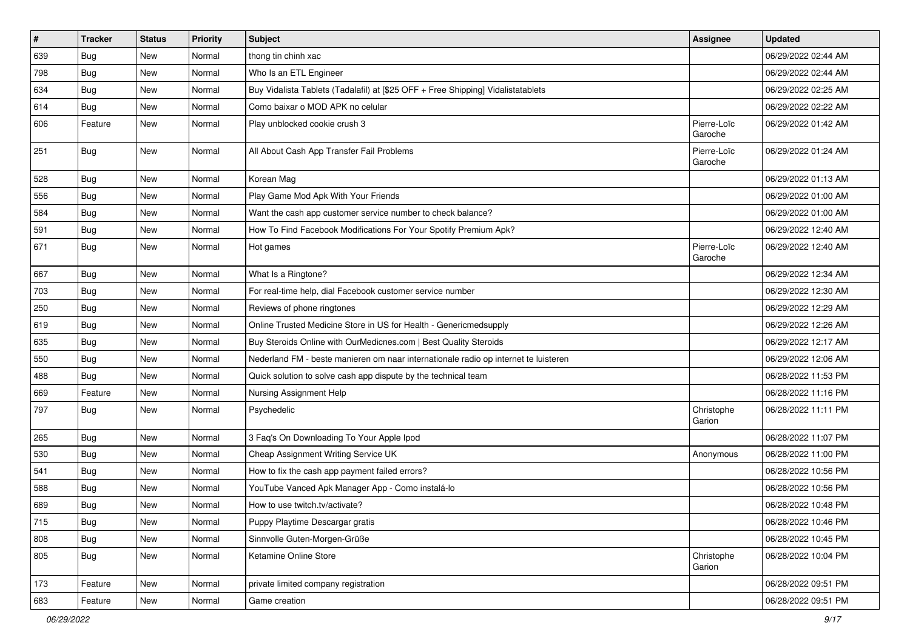| # | Tracker | Status | Priority | Subject | Assignee | Updated |
|---|---|---|---|---|---|---|
| 639 | Bug | New | Normal | thong tin chinh xac | | 06/29/2022 02:44 AM |
| 798 | Bug | New | Normal | Who Is an ETL Engineer | | 06/29/2022 02:44 AM |
| 634 | Bug | New | Normal | Buy Vidalista Tablets (Tadalafil) at [$25 OFF + Free Shipping] Vidalistatablets | | 06/29/2022 02:25 AM |
| 614 | Bug | New | Normal | Como baixar o MOD APK no celular | | 06/29/2022 02:22 AM |
| 606 | Feature | New | Normal | Play unblocked cookie crush 3 | Pierre-Loïc Garoche | 06/29/2022 01:42 AM |
| 251 | Bug | New | Normal | All About Cash App Transfer Fail Problems | Pierre-Loïc Garoche | 06/29/2022 01:24 AM |
| 528 | Bug | New | Normal | Korean Mag | | 06/29/2022 01:13 AM |
| 556 | Bug | New | Normal | Play Game Mod Apk With Your Friends | | 06/29/2022 01:00 AM |
| 584 | Bug | New | Normal | Want the cash app customer service number to check balance? | | 06/29/2022 01:00 AM |
| 591 | Bug | New | Normal | How To Find Facebook Modifications For Your Spotify Premium Apk? | | 06/29/2022 12:40 AM |
| 671 | Bug | New | Normal | Hot games | Pierre-Loïc Garoche | 06/29/2022 12:40 AM |
| 667 | Bug | New | Normal | What Is a Ringtone? | | 06/29/2022 12:34 AM |
| 703 | Bug | New | Normal | For real-time help, dial Facebook customer service number | | 06/29/2022 12:30 AM |
| 250 | Bug | New | Normal | Reviews of phone ringtones | | 06/29/2022 12:29 AM |
| 619 | Bug | New | Normal | Online Trusted Medicine Store in US for Health - Genericmedsupply | | 06/29/2022 12:26 AM |
| 635 | Bug | New | Normal | Buy Steroids Online with OurMedicnes.com \| Best Quality Steroids | | 06/29/2022 12:17 AM |
| 550 | Bug | New | Normal | Nederland FM - beste manieren om naar internationale radio op internet te luisteren | | 06/29/2022 12:06 AM |
| 488 | Bug | New | Normal | Quick solution to solve cash app dispute by the technical team | | 06/28/2022 11:53 PM |
| 669 | Feature | New | Normal | Nursing Assignment Help | | 06/28/2022 11:16 PM |
| 797 | Bug | New | Normal | Psychedelic | Christophe Garion | 06/28/2022 11:11 PM |
| 265 | Bug | New | Normal | 3 Faq's On Downloading To Your Apple Ipod | | 06/28/2022 11:07 PM |
| 530 | Bug | New | Normal | Cheap Assignment Writing Service UK | Anonymous | 06/28/2022 11:00 PM |
| 541 | Bug | New | Normal | How to fix the cash app payment failed errors? | | 06/28/2022 10:56 PM |
| 588 | Bug | New | Normal | YouTube Vanced Apk Manager App - Como instalá-lo | | 06/28/2022 10:56 PM |
| 689 | Bug | New | Normal | How to use twitch.tv/activate? | | 06/28/2022 10:48 PM |
| 715 | Bug | New | Normal | Puppy Playtime Descargar gratis | | 06/28/2022 10:46 PM |
| 808 | Bug | New | Normal | Sinnvolle Guten-Morgen-Grüße | | 06/28/2022 10:45 PM |
| 805 | Bug | New | Normal | Ketamine Online Store | Christophe Garion | 06/28/2022 10:04 PM |
| 173 | Feature | New | Normal | private limited company registration | | 06/28/2022 09:51 PM |
| 683 | Feature | New | Normal | Game creation | | 06/28/2022 09:51 PM |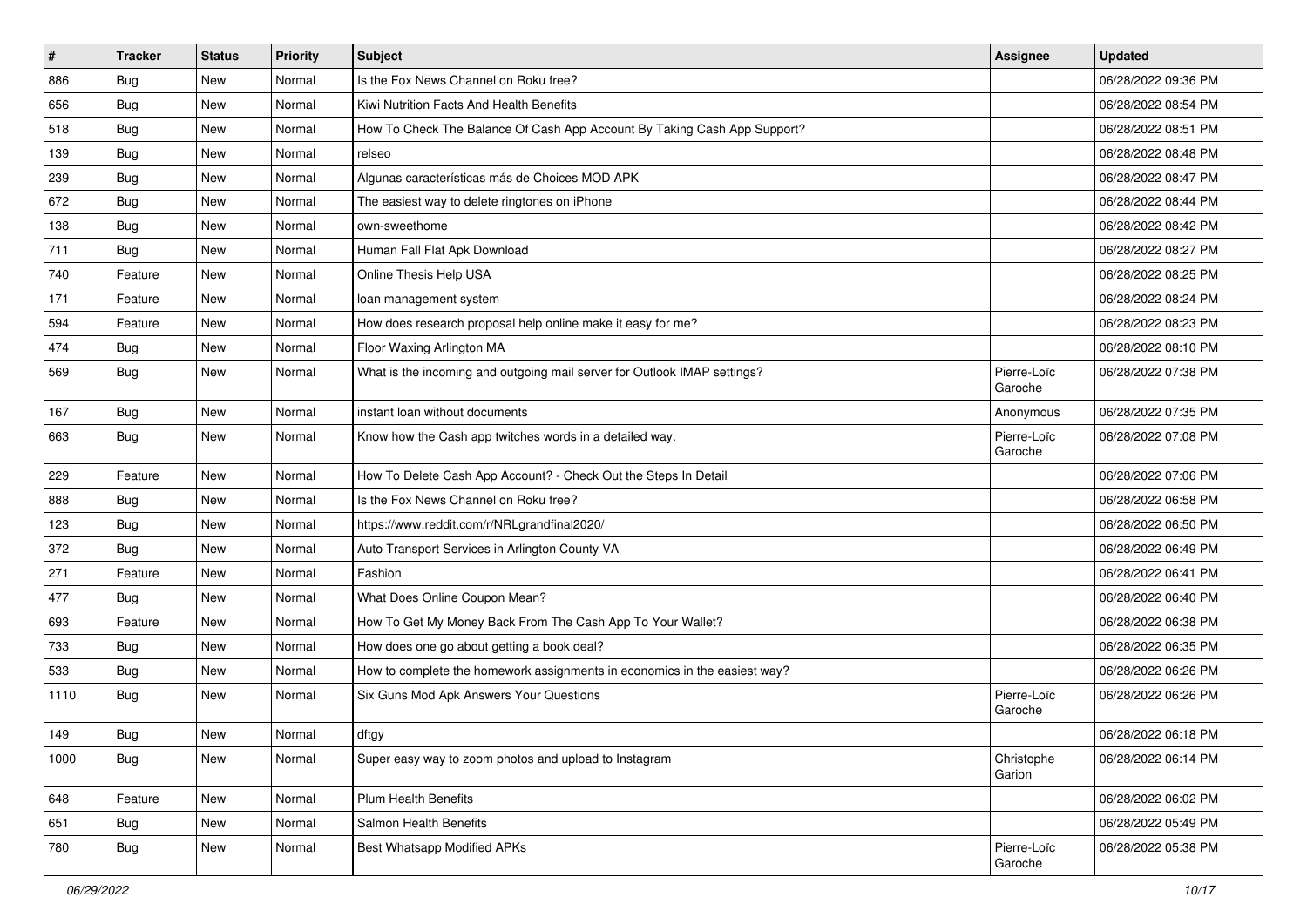| # | Tracker | Status | Priority | Subject | Assignee | Updated |
|---|---|---|---|---|---|---|
| 886 | Bug | New | Normal | Is the Fox News Channel on Roku free? | | 06/28/2022 09:36 PM |
| 656 | Bug | New | Normal | Kiwi Nutrition Facts And Health Benefits | | 06/28/2022 08:54 PM |
| 518 | Bug | New | Normal | How To Check The Balance Of Cash App Account By Taking Cash App Support? | | 06/28/2022 08:51 PM |
| 139 | Bug | New | Normal | relseo | | 06/28/2022 08:48 PM |
| 239 | Bug | New | Normal | Algunas características más de Choices MOD APK | | 06/28/2022 08:47 PM |
| 672 | Bug | New | Normal | The easiest way to delete ringtones on iPhone | | 06/28/2022 08:44 PM |
| 138 | Bug | New | Normal | own-sweethome | | 06/28/2022 08:42 PM |
| 711 | Bug | New | Normal | Human Fall Flat Apk Download | | 06/28/2022 08:27 PM |
| 740 | Feature | New | Normal | Online Thesis Help USA | | 06/28/2022 08:25 PM |
| 171 | Feature | New | Normal | loan management system | | 06/28/2022 08:24 PM |
| 594 | Feature | New | Normal | How does research proposal help online make it easy for me? | | 06/28/2022 08:23 PM |
| 474 | Bug | New | Normal | Floor Waxing Arlington MA | | 06/28/2022 08:10 PM |
| 569 | Bug | New | Normal | What is the incoming and outgoing mail server for Outlook IMAP settings? | Pierre-Loïc Garoche | 06/28/2022 07:38 PM |
| 167 | Bug | New | Normal | instant loan without documents | Anonymous | 06/28/2022 07:35 PM |
| 663 | Bug | New | Normal | Know how the Cash app twitches words in a detailed way. | Pierre-Loïc Garoche | 06/28/2022 07:08 PM |
| 229 | Feature | New | Normal | How To Delete Cash App Account? - Check Out the Steps In Detail | | 06/28/2022 07:06 PM |
| 888 | Bug | New | Normal | Is the Fox News Channel on Roku free? | | 06/28/2022 06:58 PM |
| 123 | Bug | New | Normal | https://www.reddit.com/r/NRLgrandfinal2020/ | | 06/28/2022 06:50 PM |
| 372 | Bug | New | Normal | Auto Transport Services in Arlington County VA | | 06/28/2022 06:49 PM |
| 271 | Feature | New | Normal | Fashion | | 06/28/2022 06:41 PM |
| 477 | Bug | New | Normal | What Does Online Coupon Mean? | | 06/28/2022 06:40 PM |
| 693 | Feature | New | Normal | How To Get My Money Back From The Cash App To Your Wallet? | | 06/28/2022 06:38 PM |
| 733 | Bug | New | Normal | How does one go about getting a book deal? | | 06/28/2022 06:35 PM |
| 533 | Bug | New | Normal | How to complete the homework assignments in economics in the easiest way? | | 06/28/2022 06:26 PM |
| 1110 | Bug | New | Normal | Six Guns Mod Apk Answers Your Questions | Pierre-Loïc Garoche | 06/28/2022 06:26 PM |
| 149 | Bug | New | Normal | dftgy | | 06/28/2022 06:18 PM |
| 1000 | Bug | New | Normal | Super easy way to zoom photos and upload to Instagram | Christophe Garion | 06/28/2022 06:14 PM |
| 648 | Feature | New | Normal | Plum Health Benefits | | 06/28/2022 06:02 PM |
| 651 | Bug | New | Normal | Salmon Health Benefits | | 06/28/2022 05:49 PM |
| 780 | Bug | New | Normal | Best Whatsapp Modified APKs | Pierre-Loïc Garoche | 06/28/2022 05:38 PM |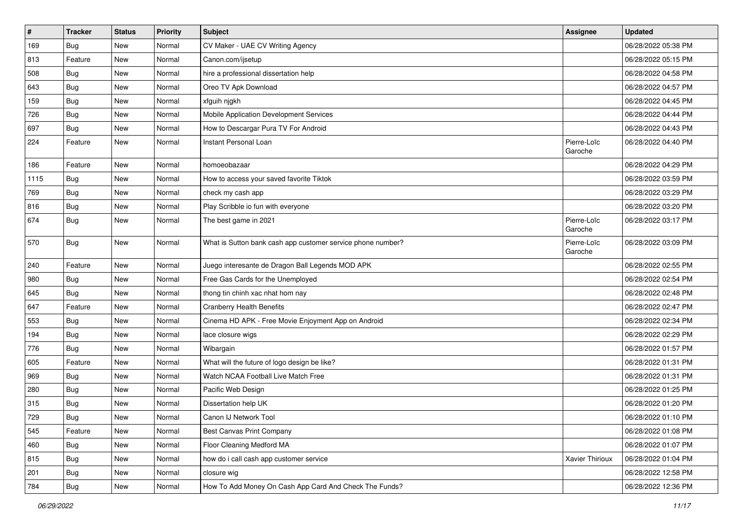| # | Tracker | Status | Priority | Subject | Assignee | Updated |
|---|---|---|---|---|---|---|
| 169 | Bug | New | Normal | CV Maker - UAE CV Writing Agency | | 06/28/2022 05:38 PM |
| 813 | Feature | New | Normal | Canon.com/ijsetup | | 06/28/2022 05:15 PM |
| 508 | Bug | New | Normal | hire a professional dissertation help | | 06/28/2022 04:58 PM |
| 643 | Bug | New | Normal | Oreo TV Apk Download | | 06/28/2022 04:57 PM |
| 159 | Bug | New | Normal | xfguih njgkh | | 06/28/2022 04:45 PM |
| 726 | Bug | New | Normal | Mobile Application Development Services | | 06/28/2022 04:44 PM |
| 697 | Bug | New | Normal | How to Descargar Pura TV For Android | | 06/28/2022 04:43 PM |
| 224 | Feature | New | Normal | Instant Personal Loan | Pierre-Loïc Garoche | 06/28/2022 04:40 PM |
| 186 | Feature | New | Normal | homoeobazaar | | 06/28/2022 04:29 PM |
| 1115 | Bug | New | Normal | How to access your saved favorite Tiktok | | 06/28/2022 03:59 PM |
| 769 | Bug | New | Normal | check my cash app | | 06/28/2022 03:29 PM |
| 816 | Bug | New | Normal | Play Scribble io fun with everyone | | 06/28/2022 03:20 PM |
| 674 | Bug | New | Normal | The best game in 2021 | Pierre-Loïc Garoche | 06/28/2022 03:17 PM |
| 570 | Bug | New | Normal | What is Sutton bank cash app customer service phone number? | Pierre-Loïc Garoche | 06/28/2022 03:09 PM |
| 240 | Feature | New | Normal | Juego interesante de Dragon Ball Legends MOD APK | | 06/28/2022 02:55 PM |
| 980 | Bug | New | Normal | Free Gas Cards for the Unemployed | | 06/28/2022 02:54 PM |
| 645 | Bug | New | Normal | thong tin chinh xac nhat hom nay | | 06/28/2022 02:48 PM |
| 647 | Feature | New | Normal | Cranberry Health Benefits | | 06/28/2022 02:47 PM |
| 553 | Bug | New | Normal | Cinema HD APK - Free Movie Enjoyment App on Android | | 06/28/2022 02:34 PM |
| 194 | Bug | New | Normal | lace closure wigs | | 06/28/2022 02:29 PM |
| 776 | Bug | New | Normal | Wibargain | | 06/28/2022 01:57 PM |
| 605 | Feature | New | Normal | What will the future of logo design be like? | | 06/28/2022 01:31 PM |
| 969 | Bug | New | Normal | Watch NCAA Football Live Match Free | | 06/28/2022 01:31 PM |
| 280 | Bug | New | Normal | Pacific Web Design | | 06/28/2022 01:25 PM |
| 315 | Bug | New | Normal | Dissertation help UK | | 06/28/2022 01:20 PM |
| 729 | Bug | New | Normal | Canon IJ Network Tool | | 06/28/2022 01:10 PM |
| 545 | Feature | New | Normal | Best Canvas Print Company | | 06/28/2022 01:08 PM |
| 460 | Bug | New | Normal | Floor Cleaning Medford MA | | 06/28/2022 01:07 PM |
| 815 | Bug | New | Normal | how do i call cash app customer service | Xavier Thirioux | 06/28/2022 01:04 PM |
| 201 | Bug | New | Normal | closure wig | | 06/28/2022 12:58 PM |
| 784 | Bug | New | Normal | How To Add Money On Cash App Card And Check The Funds? | | 06/28/2022 12:36 PM |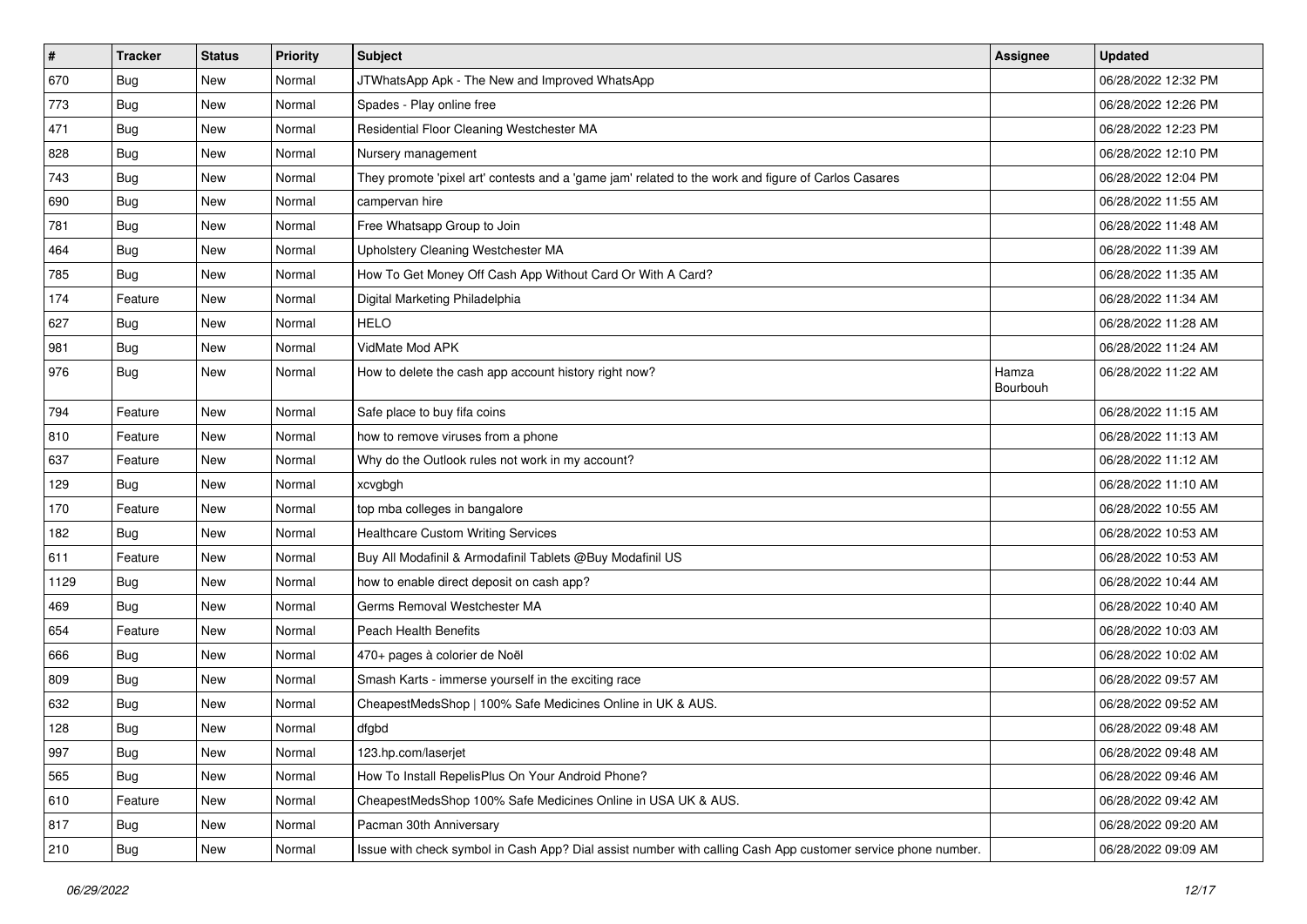| # | Tracker | Status | Priority | Subject | Assignee | Updated |
|---|---|---|---|---|---|---|
| 670 | Bug | New | Normal | JTWhatsApp Apk - The New and Improved WhatsApp | | 06/28/2022 12:32 PM |
| 773 | Bug | New | Normal | Spades - Play online free | | 06/28/2022 12:26 PM |
| 471 | Bug | New | Normal | Residential Floor Cleaning Westchester MA | | 06/28/2022 12:23 PM |
| 828 | Bug | New | Normal | Nursery management | | 06/28/2022 12:10 PM |
| 743 | Bug | New | Normal | They promote 'pixel art' contests and a 'game jam' related to the work and figure of Carlos Casares | | 06/28/2022 12:04 PM |
| 690 | Bug | New | Normal | campervan hire | | 06/28/2022 11:55 AM |
| 781 | Bug | New | Normal | Free Whatsapp Group to Join | | 06/28/2022 11:48 AM |
| 464 | Bug | New | Normal | Upholstery Cleaning Westchester MA | | 06/28/2022 11:39 AM |
| 785 | Bug | New | Normal | How To Get Money Off Cash App Without Card Or With A Card? | | 06/28/2022 11:35 AM |
| 174 | Feature | New | Normal | Digital Marketing Philadelphia | | 06/28/2022 11:34 AM |
| 627 | Bug | New | Normal | HELO | | 06/28/2022 11:28 AM |
| 981 | Bug | New | Normal | VidMate Mod APK | | 06/28/2022 11:24 AM |
| 976 | Bug | New | Normal | How to delete the cash app account history right now? | Hamza Bourbouh | 06/28/2022 11:22 AM |
| 794 | Feature | New | Normal | Safe place to buy fifa coins | | 06/28/2022 11:15 AM |
| 810 | Feature | New | Normal | how to remove viruses from a phone | | 06/28/2022 11:13 AM |
| 637 | Feature | New | Normal | Why do the Outlook rules not work in my account? | | 06/28/2022 11:12 AM |
| 129 | Bug | New | Normal | xcvgbgh | | 06/28/2022 11:10 AM |
| 170 | Feature | New | Normal | top mba colleges in bangalore | | 06/28/2022 10:55 AM |
| 182 | Bug | New | Normal | Healthcare Custom Writing Services | | 06/28/2022 10:53 AM |
| 611 | Feature | New | Normal | Buy All Modafinil & Armodafinil Tablets @Buy Modafinil US | | 06/28/2022 10:53 AM |
| 1129 | Bug | New | Normal | how to enable direct deposit on cash app? | | 06/28/2022 10:44 AM |
| 469 | Bug | New | Normal | Germs Removal Westchester MA | | 06/28/2022 10:40 AM |
| 654 | Feature | New | Normal | Peach Health Benefits | | 06/28/2022 10:03 AM |
| 666 | Bug | New | Normal | 470+ pages à colorier de Noël | | 06/28/2022 10:02 AM |
| 809 | Bug | New | Normal | Smash Karts - immerse yourself in the exciting race | | 06/28/2022 09:57 AM |
| 632 | Bug | New | Normal | CheapestMedsShop \| 100% Safe Medicines Online in UK & AUS. | | 06/28/2022 09:52 AM |
| 128 | Bug | New | Normal | dfgbd | | 06/28/2022 09:48 AM |
| 997 | Bug | New | Normal | 123.hp.com/laserjet | | 06/28/2022 09:48 AM |
| 565 | Bug | New | Normal | How To Install RepelisPlus On Your Android Phone? | | 06/28/2022 09:46 AM |
| 610 | Feature | New | Normal | CheapestMedsShop 100% Safe Medicines Online in USA UK & AUS. | | 06/28/2022 09:42 AM |
| 817 | Bug | New | Normal | Pacman 30th Anniversary | | 06/28/2022 09:20 AM |
| 210 | Bug | New | Normal | Issue with check symbol in Cash App? Dial assist number with calling Cash App customer service phone number. | | 06/28/2022 09:09 AM |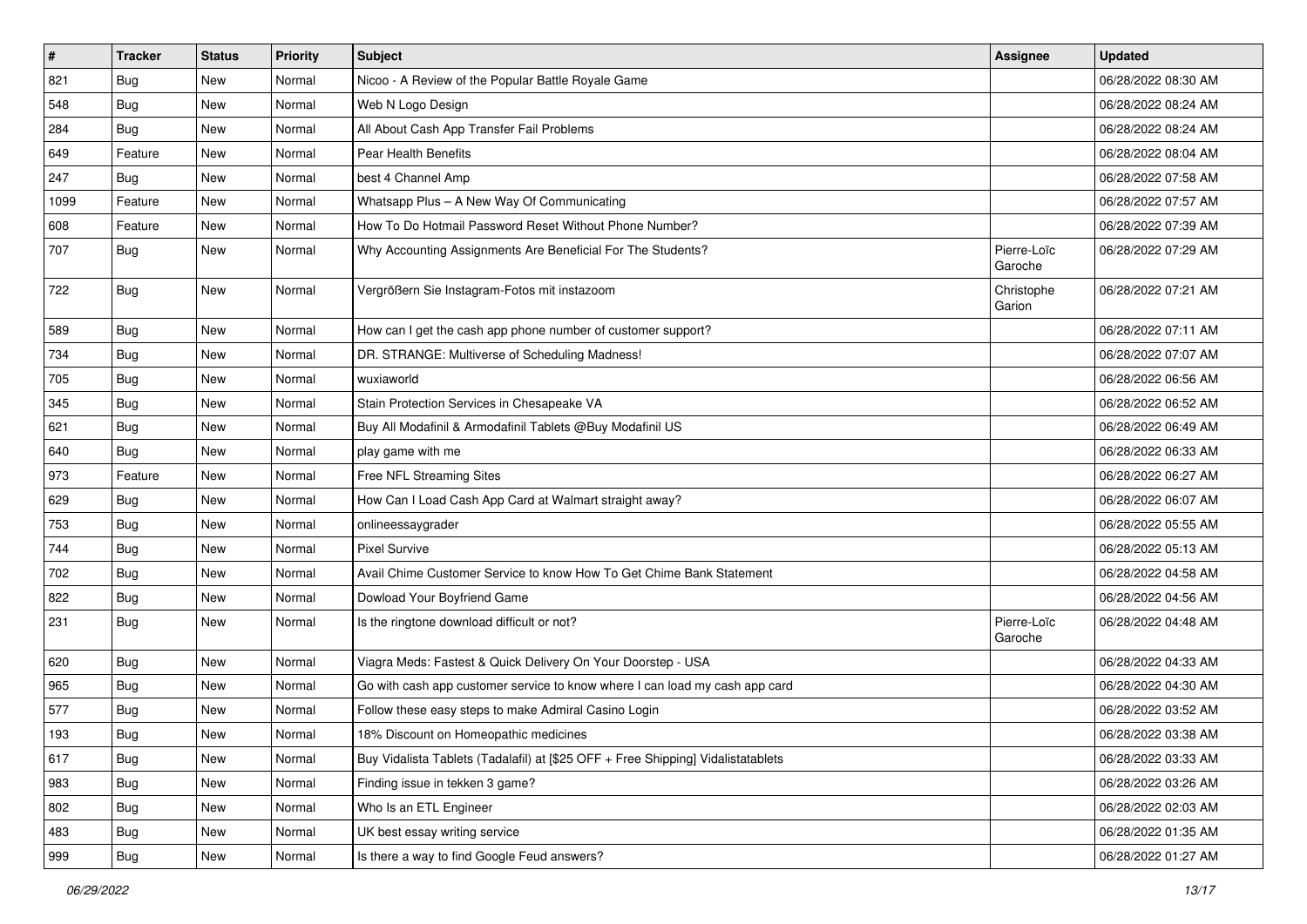| # | Tracker | Status | Priority | Subject | Assignee | Updated |
|---|---|---|---|---|---|---|
| 821 | Bug | New | Normal | Nicoo - A Review of the Popular Battle Royale Game | | 06/28/2022 08:30 AM |
| 548 | Bug | New | Normal | Web N Logo Design | | 06/28/2022 08:24 AM |
| 284 | Bug | New | Normal | All About Cash App Transfer Fail Problems | | 06/28/2022 08:24 AM |
| 649 | Feature | New | Normal | Pear Health Benefits | | 06/28/2022 08:04 AM |
| 247 | Bug | New | Normal | best 4 Channel Amp | | 06/28/2022 07:58 AM |
| 1099 | Feature | New | Normal | Whatsapp Plus – A New Way Of Communicating | | 06/28/2022 07:57 AM |
| 608 | Feature | New | Normal | How To Do Hotmail Password Reset Without Phone Number? | | 06/28/2022 07:39 AM |
| 707 | Bug | New | Normal | Why Accounting Assignments Are Beneficial For The Students? | Pierre-Loïc Garoche | 06/28/2022 07:29 AM |
| 722 | Bug | New | Normal | Vergrößern Sie Instagram-Fotos mit instazoom | Christophe Garion | 06/28/2022 07:21 AM |
| 589 | Bug | New | Normal | How can I get the cash app phone number of customer support? | | 06/28/2022 07:11 AM |
| 734 | Bug | New | Normal | DR. STRANGE: Multiverse of Scheduling Madness! | | 06/28/2022 07:07 AM |
| 705 | Bug | New | Normal | wuxiaworld | | 06/28/2022 06:56 AM |
| 345 | Bug | New | Normal | Stain Protection Services in Chesapeake VA | | 06/28/2022 06:52 AM |
| 621 | Bug | New | Normal | Buy All Modafinil & Armodafinil Tablets @Buy Modafinil US | | 06/28/2022 06:49 AM |
| 640 | Bug | New | Normal | play game with me | | 06/28/2022 06:33 AM |
| 973 | Feature | New | Normal | Free NFL Streaming Sites | | 06/28/2022 06:27 AM |
| 629 | Bug | New | Normal | How Can I Load Cash App Card at Walmart straight away? | | 06/28/2022 06:07 AM |
| 753 | Bug | New | Normal | onlineessaygrader | | 06/28/2022 05:55 AM |
| 744 | Bug | New | Normal | Pixel Survive | | 06/28/2022 05:13 AM |
| 702 | Bug | New | Normal | Avail Chime Customer Service to know How To Get Chime Bank Statement | | 06/28/2022 04:58 AM |
| 822 | Bug | New | Normal | Dowload Your Boyfriend Game | | 06/28/2022 04:56 AM |
| 231 | Bug | New | Normal | Is the ringtone download difficult or not? | Pierre-Loïc Garoche | 06/28/2022 04:48 AM |
| 620 | Bug | New | Normal | Viagra Meds: Fastest & Quick Delivery On Your Doorstep - USA | | 06/28/2022 04:33 AM |
| 965 | Bug | New | Normal | Go with cash app customer service to know where I can load my cash app card | | 06/28/2022 04:30 AM |
| 577 | Bug | New | Normal | Follow these easy steps to make Admiral Casino Login | | 06/28/2022 03:52 AM |
| 193 | Bug | New | Normal | 18% Discount on Homeopathic medicines | | 06/28/2022 03:38 AM |
| 617 | Bug | New | Normal | Buy Vidalista Tablets (Tadalafil) at [$25 OFF + Free Shipping] Vidalistatablets | | 06/28/2022 03:33 AM |
| 983 | Bug | New | Normal | Finding issue in tekken 3 game? | | 06/28/2022 03:26 AM |
| 802 | Bug | New | Normal | Who Is an ETL Engineer | | 06/28/2022 02:03 AM |
| 483 | Bug | New | Normal | UK best essay writing service | | 06/28/2022 01:35 AM |
| 999 | Bug | New | Normal | Is there a way to find Google Feud answers? | | 06/28/2022 01:27 AM |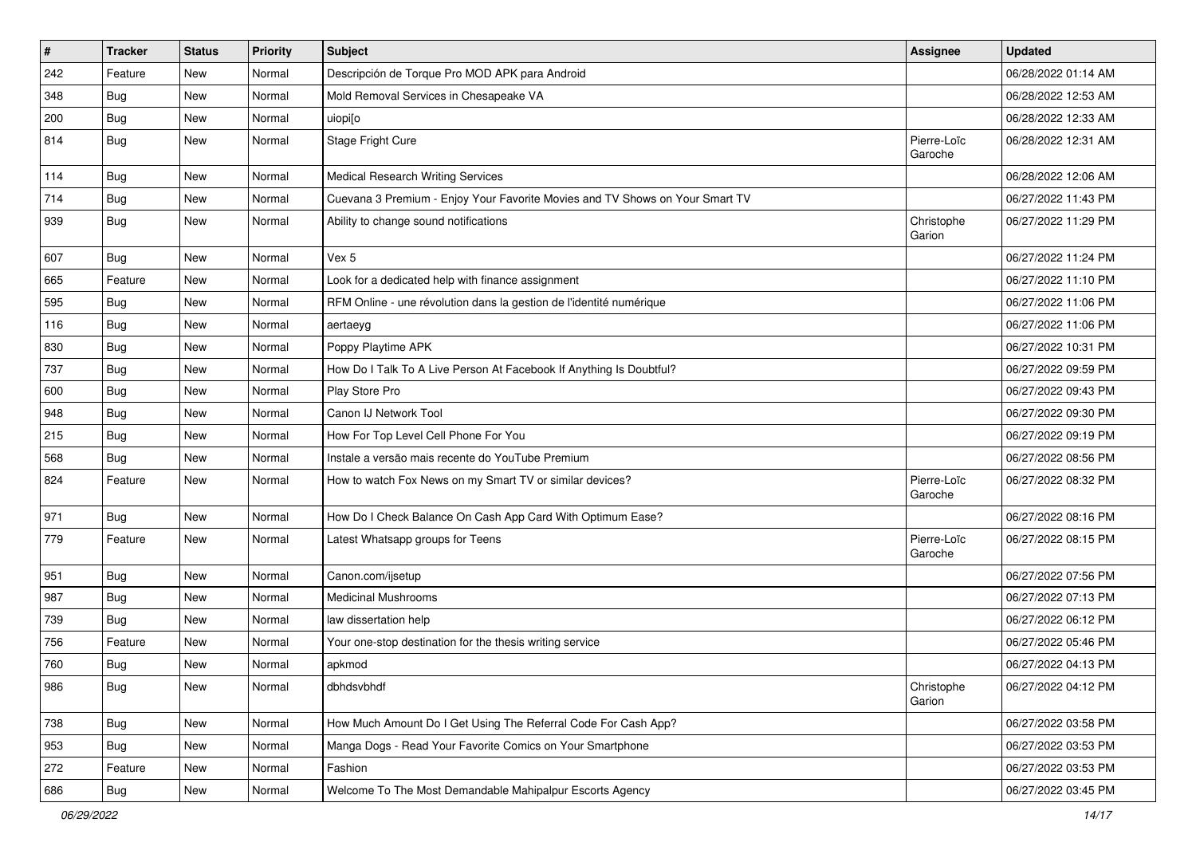| # | Tracker | Status | Priority | Subject | Assignee | Updated |
|---|---|---|---|---|---|---|
| 242 | Feature | New | Normal | Descripción de Torque Pro MOD APK para Android | | 06/28/2022 01:14 AM |
| 348 | Bug | New | Normal | Mold Removal Services in Chesapeake VA | | 06/28/2022 12:53 AM |
| 200 | Bug | New | Normal | uiopi[o | | 06/28/2022 12:33 AM |
| 814 | Bug | New | Normal | Stage Fright Cure | Pierre-Loïc Garoche | 06/28/2022 12:31 AM |
| 114 | Bug | New | Normal | Medical Research Writing Services | | 06/28/2022 12:06 AM |
| 714 | Bug | New | Normal | Cuevana 3 Premium - Enjoy Your Favorite Movies and TV Shows on Your Smart TV | | 06/27/2022 11:43 PM |
| 939 | Bug | New | Normal | Ability to change sound notifications | Christophe Garion | 06/27/2022 11:29 PM |
| 607 | Bug | New | Normal | Vex 5 | | 06/27/2022 11:24 PM |
| 665 | Feature | New | Normal | Look for a dedicated help with finance assignment | | 06/27/2022 11:10 PM |
| 595 | Bug | New | Normal | RFM Online - une révolution dans la gestion de l'identité numérique | | 06/27/2022 11:06 PM |
| 116 | Bug | New | Normal | aertaeyg | | 06/27/2022 11:06 PM |
| 830 | Bug | New | Normal | Poppy Playtime APK | | 06/27/2022 10:31 PM |
| 737 | Bug | New | Normal | How Do I Talk To A Live Person At Facebook If Anything Is Doubtful? | | 06/27/2022 09:59 PM |
| 600 | Bug | New | Normal | Play Store Pro | | 06/27/2022 09:43 PM |
| 948 | Bug | New | Normal | Canon IJ Network Tool | | 06/27/2022 09:30 PM |
| 215 | Bug | New | Normal | How For Top Level Cell Phone For You | | 06/27/2022 09:19 PM |
| 568 | Bug | New | Normal | Instale a versão mais recente do YouTube Premium | | 06/27/2022 08:56 PM |
| 824 | Feature | New | Normal | How to watch Fox News on my Smart TV or similar devices? | Pierre-Loïc Garoche | 06/27/2022 08:32 PM |
| 971 | Bug | New | Normal | How Do I Check Balance On Cash App Card With Optimum Ease? | | 06/27/2022 08:16 PM |
| 779 | Feature | New | Normal | Latest Whatsapp groups for Teens | Pierre-Loïc Garoche | 06/27/2022 08:15 PM |
| 951 | Bug | New | Normal | Canon.com/ijsetup | | 06/27/2022 07:56 PM |
| 987 | Bug | New | Normal | Medicinal Mushrooms | | 06/27/2022 07:13 PM |
| 739 | Bug | New | Normal | law dissertation help | | 06/27/2022 06:12 PM |
| 756 | Feature | New | Normal | Your one-stop destination for the thesis writing service | | 06/27/2022 05:46 PM |
| 760 | Bug | New | Normal | apkmod | | 06/27/2022 04:13 PM |
| 986 | Bug | New | Normal | dbhdsvbhdf | Christophe Garion | 06/27/2022 04:12 PM |
| 738 | Bug | New | Normal | How Much Amount Do I Get Using The Referral Code For Cash App? | | 06/27/2022 03:58 PM |
| 953 | Bug | New | Normal | Manga Dogs - Read Your Favorite Comics on Your Smartphone | | 06/27/2022 03:53 PM |
| 272 | Feature | New | Normal | Fashion | | 06/27/2022 03:53 PM |
| 686 | Bug | New | Normal | Welcome To The Most Demandable Mahipalpur Escorts Agency | | 06/27/2022 03:45 PM |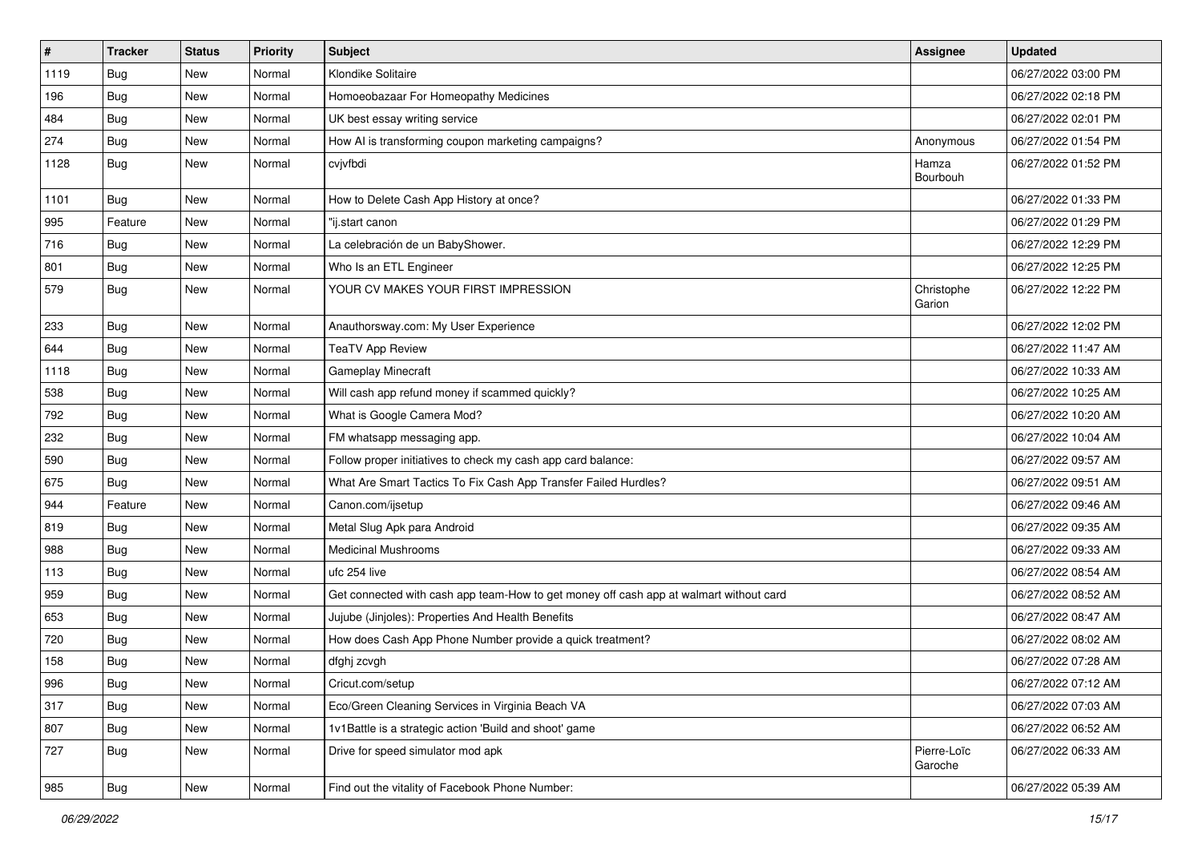| # | Tracker | Status | Priority | Subject | Assignee | Updated |
|---|---|---|---|---|---|---|
| 1119 | Bug | New | Normal | Klondike Solitaire | | 06/27/2022 03:00 PM |
| 196 | Bug | New | Normal | Homoeobazaar For Homeopathy Medicines | | 06/27/2022 02:18 PM |
| 484 | Bug | New | Normal | UK best essay writing service | | 06/27/2022 02:01 PM |
| 274 | Bug | New | Normal | How AI is transforming coupon marketing campaigns? | Anonymous | 06/27/2022 01:54 PM |
| 1128 | Bug | New | Normal | cvjvfbdi | Hamza Bourbouh | 06/27/2022 01:52 PM |
| 1101 | Bug | New | Normal | How to Delete Cash App History at once? | | 06/27/2022 01:33 PM |
| 995 | Feature | New | Normal | "ij.start canon | | 06/27/2022 01:29 PM |
| 716 | Bug | New | Normal | La celebración de un BabyShower. | | 06/27/2022 12:29 PM |
| 801 | Bug | New | Normal | Who Is an ETL Engineer | | 06/27/2022 12:25 PM |
| 579 | Bug | New | Normal | YOUR CV MAKES YOUR FIRST IMPRESSION | Christophe Garion | 06/27/2022 12:22 PM |
| 233 | Bug | New | Normal | Anauthorsway.com: My User Experience | | 06/27/2022 12:02 PM |
| 644 | Bug | New | Normal | TeaTV App Review | | 06/27/2022 11:47 AM |
| 1118 | Bug | New | Normal | Gameplay Minecraft | | 06/27/2022 10:33 AM |
| 538 | Bug | New | Normal | Will cash app refund money if scammed quickly? | | 06/27/2022 10:25 AM |
| 792 | Bug | New | Normal | What is Google Camera Mod? | | 06/27/2022 10:20 AM |
| 232 | Bug | New | Normal | FM whatsapp messaging app. | | 06/27/2022 10:04 AM |
| 590 | Bug | New | Normal | Follow proper initiatives to check my cash app card balance: | | 06/27/2022 09:57 AM |
| 675 | Bug | New | Normal | What Are Smart Tactics To Fix Cash App Transfer Failed Hurdles? | | 06/27/2022 09:51 AM |
| 944 | Feature | New | Normal | Canon.com/ijsetup | | 06/27/2022 09:46 AM |
| 819 | Bug | New | Normal | Metal Slug Apk para Android | | 06/27/2022 09:35 AM |
| 988 | Bug | New | Normal | Medicinal Mushrooms | | 06/27/2022 09:33 AM |
| 113 | Bug | New | Normal | ufc 254 live | | 06/27/2022 08:54 AM |
| 959 | Bug | New | Normal | Get connected with cash app team-How to get money off cash app at walmart without card | | 06/27/2022 08:52 AM |
| 653 | Bug | New | Normal | Jujube (Jinjoles): Properties And Health Benefits | | 06/27/2022 08:47 AM |
| 720 | Bug | New | Normal | How does Cash App Phone Number provide a quick treatment? | | 06/27/2022 08:02 AM |
| 158 | Bug | New | Normal | dfghj zcvgh | | 06/27/2022 07:28 AM |
| 996 | Bug | New | Normal | Cricut.com/setup | | 06/27/2022 07:12 AM |
| 317 | Bug | New | Normal | Eco/Green Cleaning Services in Virginia Beach VA | | 06/27/2022 07:03 AM |
| 807 | Bug | New | Normal | 1v1Battle is a strategic action 'Build and shoot' game | | 06/27/2022 06:52 AM |
| 727 | Bug | New | Normal | Drive for speed simulator mod apk | Pierre-Loïc Garoche | 06/27/2022 06:33 AM |
| 985 | Bug | New | Normal | Find out the vitality of Facebook Phone Number: | | 06/27/2022 05:39 AM |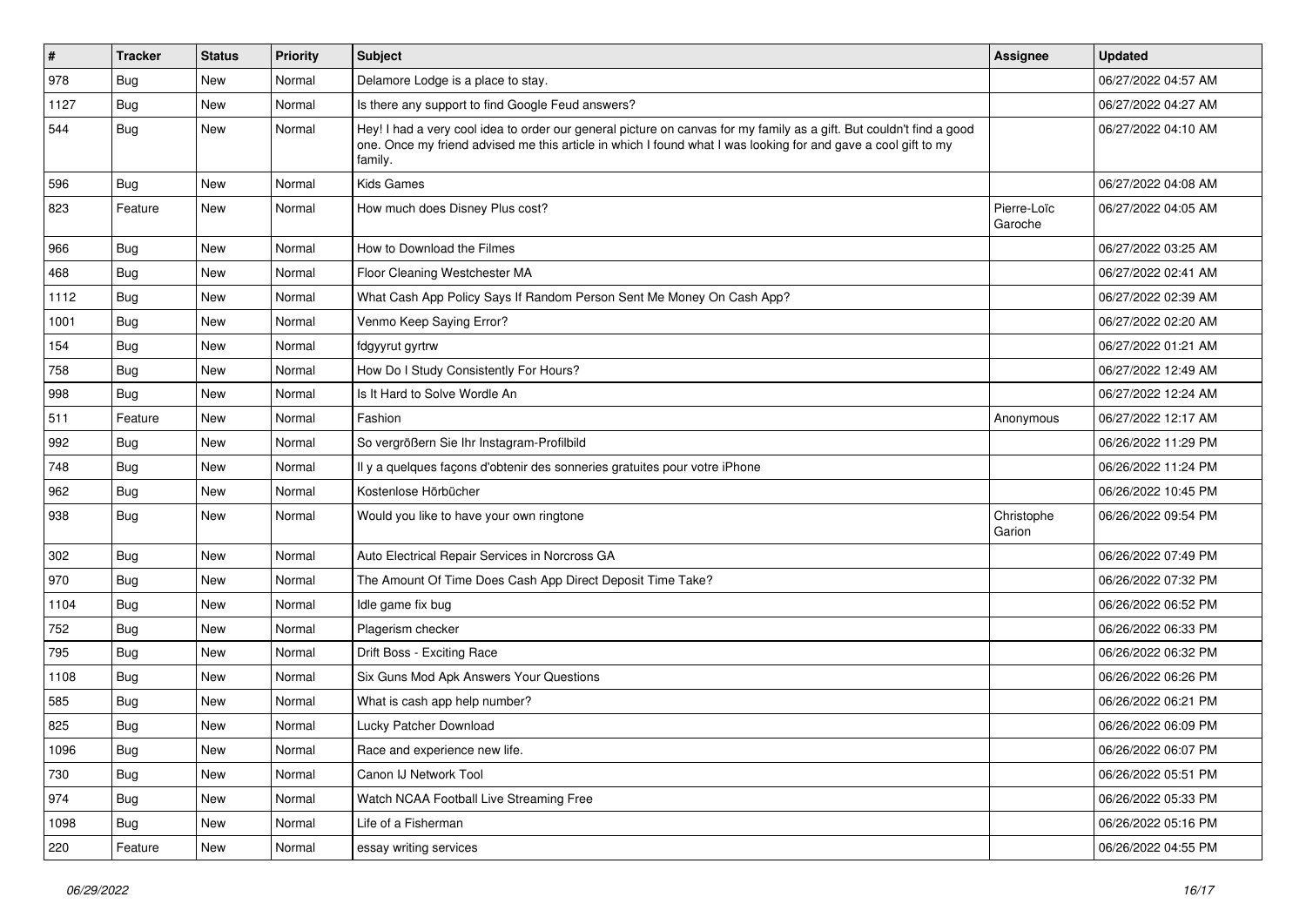| # | Tracker | Status | Priority | Subject | Assignee | Updated |
| --- | --- | --- | --- | --- | --- | --- |
| 978 | Bug | New | Normal | Delamore Lodge is a place to stay. | | 06/27/2022 04:57 AM |
| 1127 | Bug | New | Normal | Is there any support to find Google Feud answers? | | 06/27/2022 04:27 AM |
| 544 | Bug | New | Normal | Hey! I had a very cool idea to order our general picture on canvas for my family as a gift. But couldn't find a good one. Once my friend advised me this article in which I found what I was looking for and gave a cool gift to my family. | | 06/27/2022 04:10 AM |
| 596 | Bug | New | Normal | Kids Games | | 06/27/2022 04:08 AM |
| 823 | Feature | New | Normal | How much does Disney Plus cost? | Pierre-Loïc Garoche | 06/27/2022 04:05 AM |
| 966 | Bug | New | Normal | How to Download the Filmes | | 06/27/2022 03:25 AM |
| 468 | Bug | New | Normal | Floor Cleaning Westchester MA | | 06/27/2022 02:41 AM |
| 1112 | Bug | New | Normal | What Cash App Policy Says If Random Person Sent Me Money On Cash App? | | 06/27/2022 02:39 AM |
| 1001 | Bug | New | Normal | Venmo Keep Saying Error? | | 06/27/2022 02:20 AM |
| 154 | Bug | New | Normal | fdgyyrut gyrtrw | | 06/27/2022 01:21 AM |
| 758 | Bug | New | Normal | How Do I Study Consistently For Hours? | | 06/27/2022 12:49 AM |
| 998 | Bug | New | Normal | Is It Hard to Solve Wordle An | | 06/27/2022 12:24 AM |
| 511 | Feature | New | Normal | Fashion | Anonymous | 06/27/2022 12:17 AM |
| 992 | Bug | New | Normal | So vergrößern Sie Ihr Instagram-Profilbild | | 06/26/2022 11:29 PM |
| 748 | Bug | New | Normal | Il y a quelques façons d'obtenir des sonneries gratuites pour votre iPhone | | 06/26/2022 11:24 PM |
| 962 | Bug | New | Normal | Kostenlose Hörbücher | | 06/26/2022 10:45 PM |
| 938 | Bug | New | Normal | Would you like to have your own ringtone | Christophe Garion | 06/26/2022 09:54 PM |
| 302 | Bug | New | Normal | Auto Electrical Repair Services in Norcross GA | | 06/26/2022 07:49 PM |
| 970 | Bug | New | Normal | The Amount Of Time Does Cash App Direct Deposit Time Take? | | 06/26/2022 07:32 PM |
| 1104 | Bug | New | Normal | Idle game fix bug | | 06/26/2022 06:52 PM |
| 752 | Bug | New | Normal | Plagerism checker | | 06/26/2022 06:33 PM |
| 795 | Bug | New | Normal | Drift Boss - Exciting Race | | 06/26/2022 06:32 PM |
| 1108 | Bug | New | Normal | Six Guns Mod Apk Answers Your Questions | | 06/26/2022 06:26 PM |
| 585 | Bug | New | Normal | What is cash app help number? | | 06/26/2022 06:21 PM |
| 825 | Bug | New | Normal | Lucky Patcher Download | | 06/26/2022 06:09 PM |
| 1096 | Bug | New | Normal | Race and experience new life. | | 06/26/2022 06:07 PM |
| 730 | Bug | New | Normal | Canon IJ Network Tool | | 06/26/2022 05:51 PM |
| 974 | Bug | New | Normal | Watch NCAA Football Live Streaming Free | | 06/26/2022 05:33 PM |
| 1098 | Bug | New | Normal | Life of a Fisherman | | 06/26/2022 05:16 PM |
| 220 | Feature | New | Normal | essay writing services | | 06/26/2022 04:55 PM |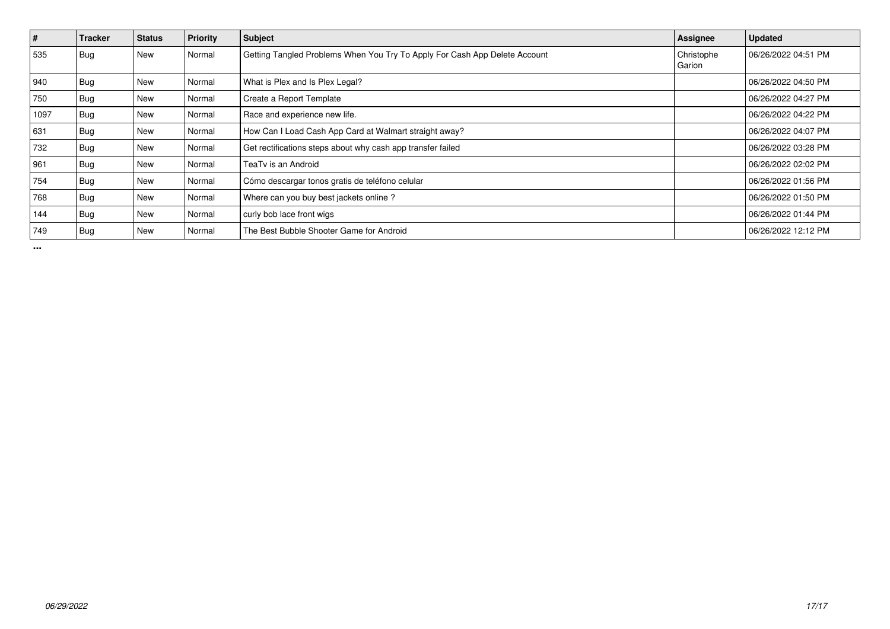| # | Tracker | Status | Priority | Subject | Assignee | Updated |
| --- | --- | --- | --- | --- | --- | --- |
| 535 | Bug | New | Normal | Getting Tangled Problems When You Try To Apply For Cash App Delete Account | Christophe Garion | 06/26/2022 04:51 PM |
| 940 | Bug | New | Normal | What is Plex and Is Plex Legal? | | 06/26/2022 04:50 PM |
| 750 | Bug | New | Normal | Create a Report Template | | 06/26/2022 04:27 PM |
| 1097 | Bug | New | Normal | Race and experience new life. | | 06/26/2022 04:22 PM |
| 631 | Bug | New | Normal | How Can I Load Cash App Card at Walmart straight away? | | 06/26/2022 04:07 PM |
| 732 | Bug | New | Normal | Get rectifications steps about why cash app transfer failed | | 06/26/2022 03:28 PM |
| 961 | Bug | New | Normal | TeaTv is an Android | | 06/26/2022 02:02 PM |
| 754 | Bug | New | Normal | Cómo descargar tonos gratis de teléfono celular | | 06/26/2022 01:56 PM |
| 768 | Bug | New | Normal | Where can you buy best jackets online ? | | 06/26/2022 01:50 PM |
| 144 | Bug | New | Normal | curly bob lace front wigs | | 06/26/2022 01:44 PM |
| 749 | Bug | New | Normal | The Best Bubble Shooter Game for Android | | 06/26/2022 12:12 PM |

...